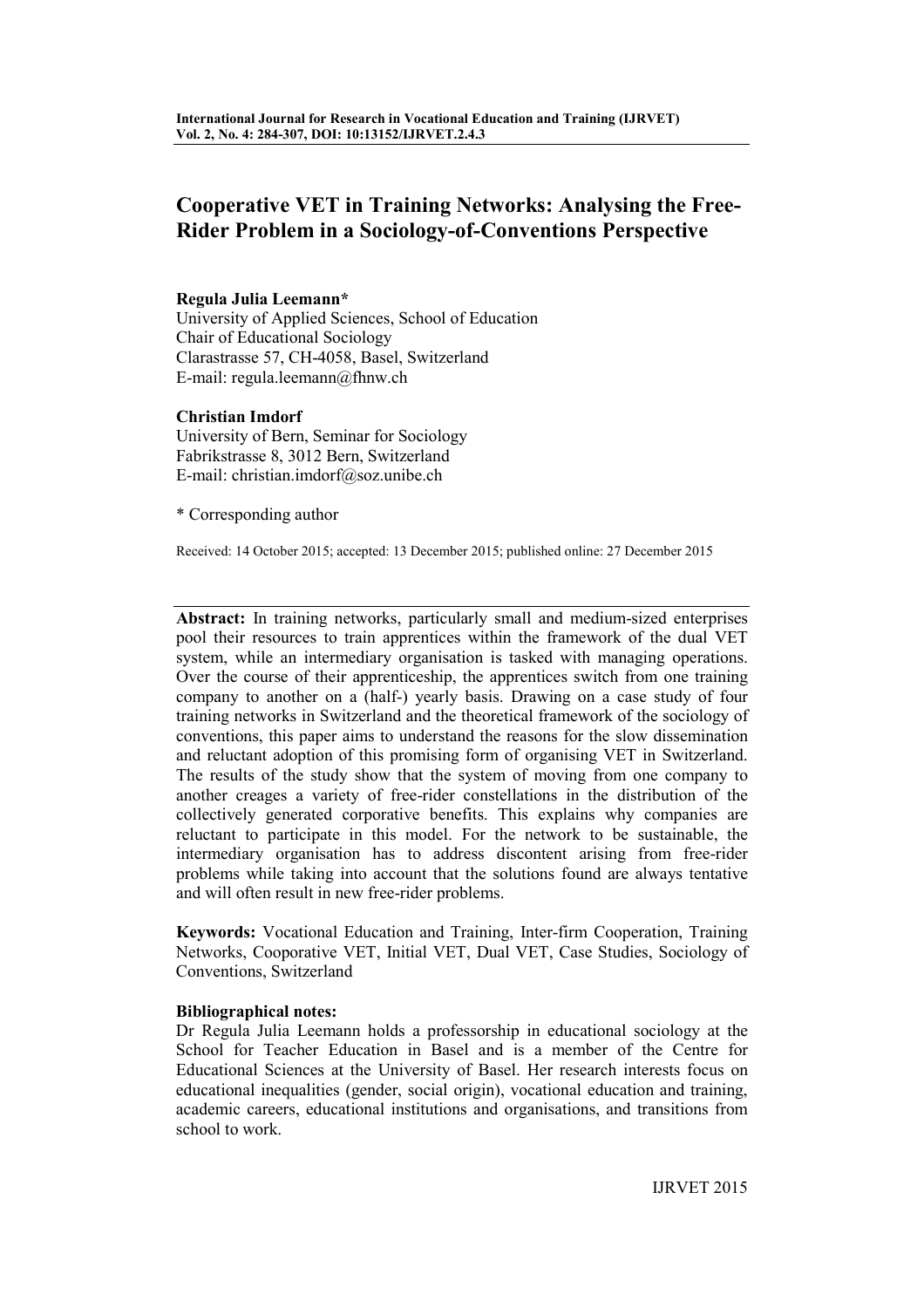# Cooperative VET in Training Networks: Analysing the Free-Rider Problem in a Sociology-of-Conventions Perspective

**Regula Julia Leemann***
University of Applied Sciences, School of Education
Chair of Educational Sociology
Clarastrasse 57, CH-4058, Basel, Switzerland
E-mail: regula.leemann@fhnw.ch

**Christian Imdorf**
University of Bern, Seminar for Sociology
Fabrikstrasse 8, 3012 Bern, Switzerland
E-mail: christian.imdorf@soz.unibe.ch

\* Corresponding author

Received: 14 October 2015; accepted: 13 December 2015; published online: 27 December 2015

**Abstract:** In training networks, particularly small and medium-sized enterprises pool their resources to train apprentices within the framework of the dual VET system, while an intermediary organisation is tasked with managing operations. Over the course of their apprenticeship, the apprentices switch from one training company to another on a (half-) yearly basis. Drawing on a case study of four training networks in Switzerland and the theoretical framework of the sociology of conventions, this paper aims to understand the reasons for the slow dissemination and reluctant adoption of this promising form of organising VET in Switzerland. The results of the study show that the system of moving from one company to another creages a variety of free-rider constellations in the distribution of the collectively generated corporative benefits. This explains why companies are reluctant to participate in this model. For the network to be sustainable, the intermediary organisation has to address discontent arising from free-rider problems while taking into account that the solutions found are always tentative and will often result in new free-rider problems.

**Keywords:** Vocational Education and Training, Inter-firm Cooperation, Training Networks, Cooporative VET, Initial VET, Dual VET, Case Studies, Sociology of Conventions, Switzerland

**Bibliographical notes:**
Dr Regula Julia Leemann holds a professorship in educational sociology at the School for Teacher Education in Basel and is a member of the Centre for Educational Sciences at the University of Basel. Her research interests focus on educational inequalities (gender, social origin), vocational education and training, academic careers, educational institutions and organisations, and transitions from school to work.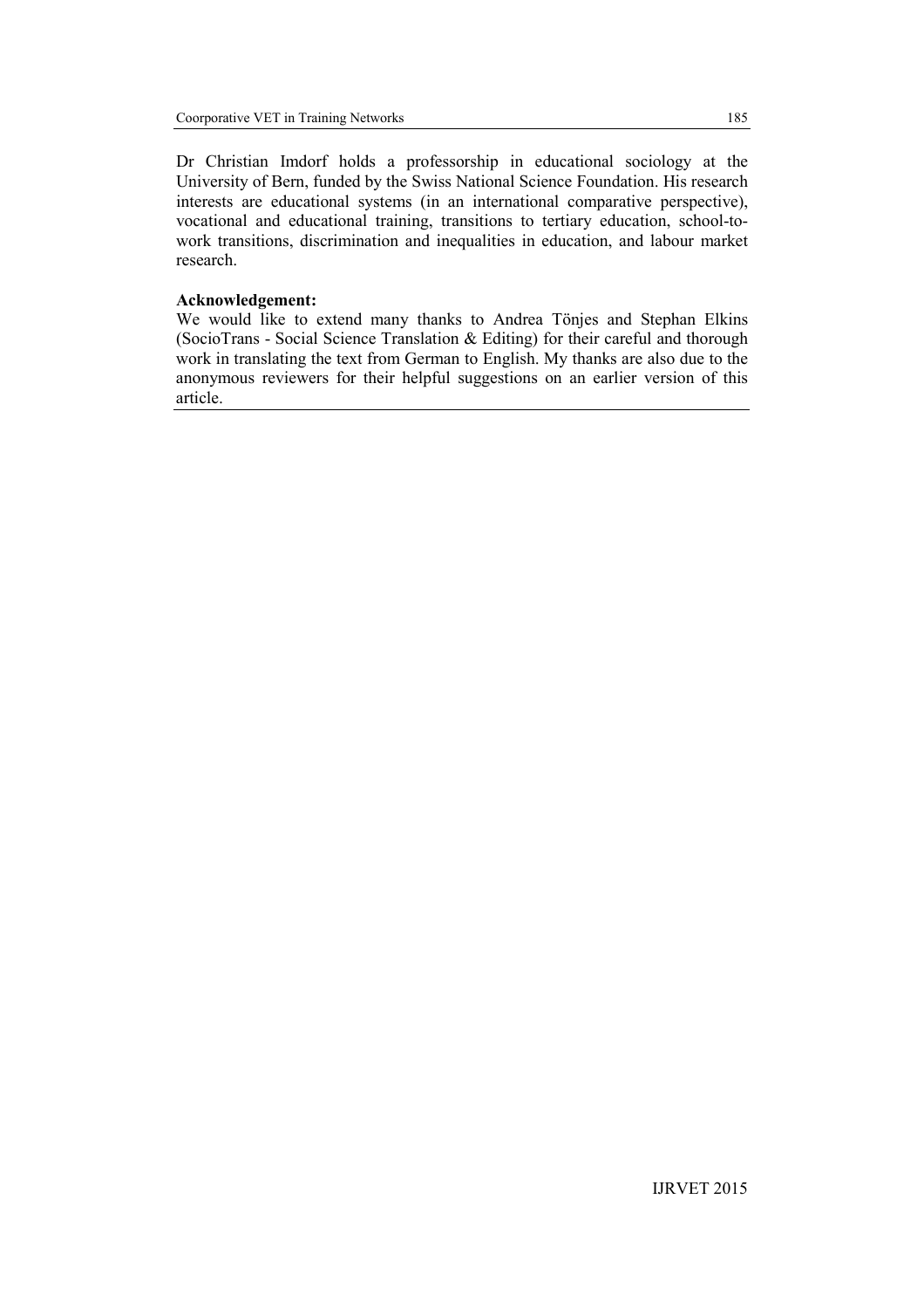Dr Christian Imdorf holds a professorship in educational sociology at the University of Bern, funded by the Swiss National Science Foundation. His research interests are educational systems (in an international comparative perspective), vocational and educational training, transitions to tertiary education, school-to-work transitions, discrimination and inequalities in education, and labour market research.

**Acknowledgement:**
We would like to extend many thanks to Andrea Tönjes and Stephan Elkins (SocioTrans - Social Science Translation & Editing) for their careful and thorough work in translating the text from German to English. My thanks are also due to the anonymous reviewers for their helpful suggestions on an earlier version of this article.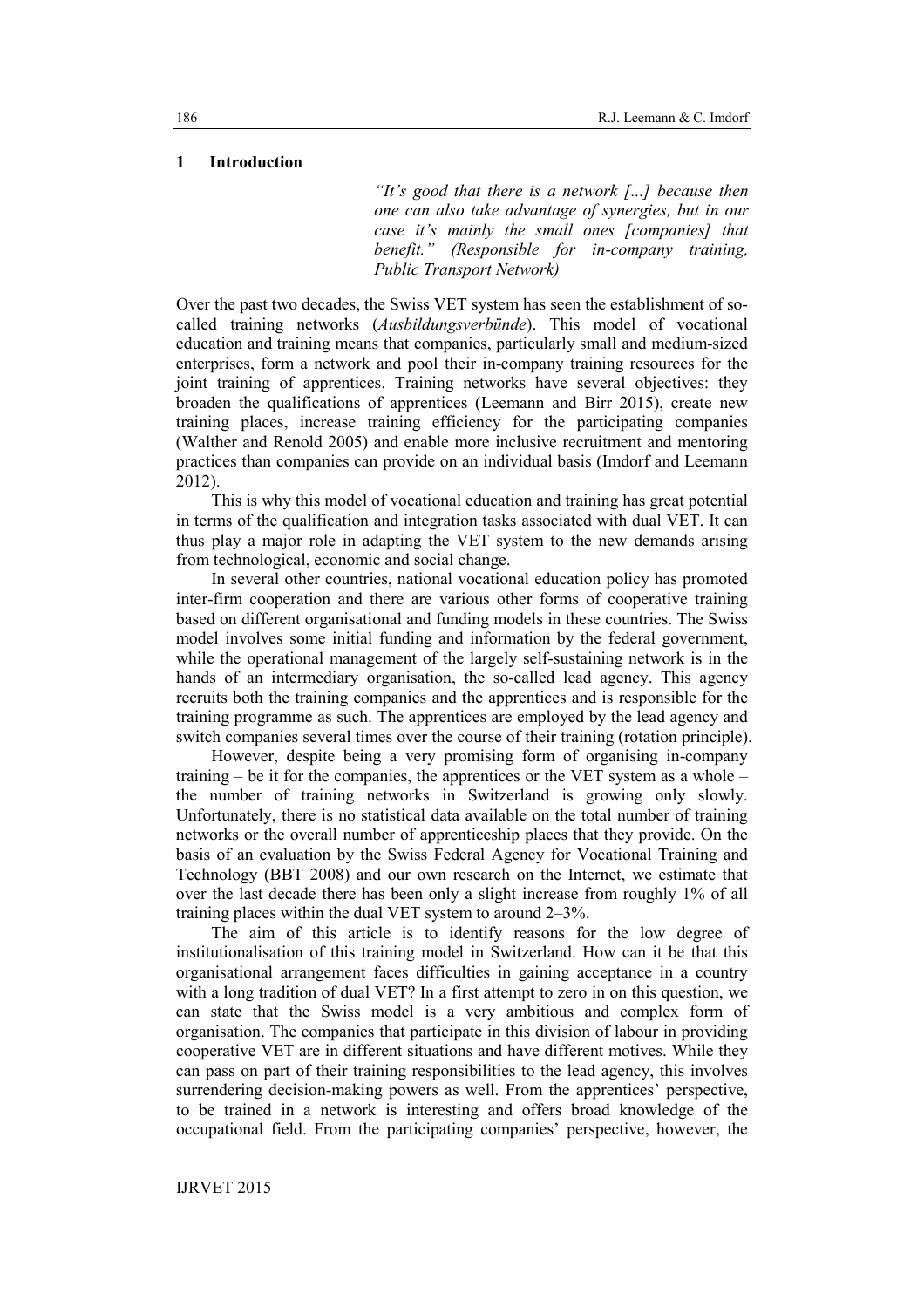## 1 Introduction

> *"It's good that there is a network [...] because then one can also take advantage of synergies, but in our case it's mainly the small ones [companies] that benefit." (Responsible for in-company training, Public Transport Network)*

Over the past two decades, the Swiss VET system has seen the establishment of so-called training networks (*Ausbildungsverbünde*). This model of vocational education and training means that companies, particularly small and medium-sized enterprises, form a network and pool their in-company training resources for the joint training of apprentices. Training networks have several objectives: they broaden the qualifications of apprentices (Leemann and Birr 2015), create new training places, increase training efficiency for the participating companies (Walther and Renold 2005) and enable more inclusive recruitment and mentoring practices than companies can provide on an individual basis (Imdorf and Leemann 2012).

This is why this model of vocational education and training has great potential in terms of the qualification and integration tasks associated with dual VET. It can thus play a major role in adapting the VET system to the new demands arising from technological, economic and social change.

In several other countries, national vocational education policy has promoted inter-firm cooperation and there are various other forms of cooperative training based on different organisational and funding models in these countries. The Swiss model involves some initial funding and information by the federal government, while the operational management of the largely self-sustaining network is in the hands of an intermediary organisation, the so-called lead agency. This agency recruits both the training companies and the apprentices and is responsible for the training programme as such. The apprentices are employed by the lead agency and switch companies several times over the course of their training (rotation principle).

However, despite being a very promising form of organising in-company training – be it for the companies, the apprentices or the VET system as a whole – the number of training networks in Switzerland is growing only slowly. Unfortunately, there is no statistical data available on the total number of training networks or the overall number of apprenticeship places that they provide. On the basis of an evaluation by the Swiss Federal Agency for Vocational Training and Technology (BBT 2008) and our own research on the Internet, we estimate that over the last decade there has been only a slight increase from roughly 1% of all training places within the dual VET system to around 2–3%.

The aim of this article is to identify reasons for the low degree of institutionalisation of this training model in Switzerland. How can it be that this organisational arrangement faces difficulties in gaining acceptance in a country with a long tradition of dual VET? In a first attempt to zero in on this question, we can state that the Swiss model is a very ambitious and complex form of organisation. The companies that participate in this division of labour in providing cooperative VET are in different situations and have different motives. While they can pass on part of their training responsibilities to the lead agency, this involves surrendering decision-making powers as well. From the apprentices' perspective, to be trained in a network is interesting and offers broad knowledge of the occupational field. From the participating companies' perspective, however, the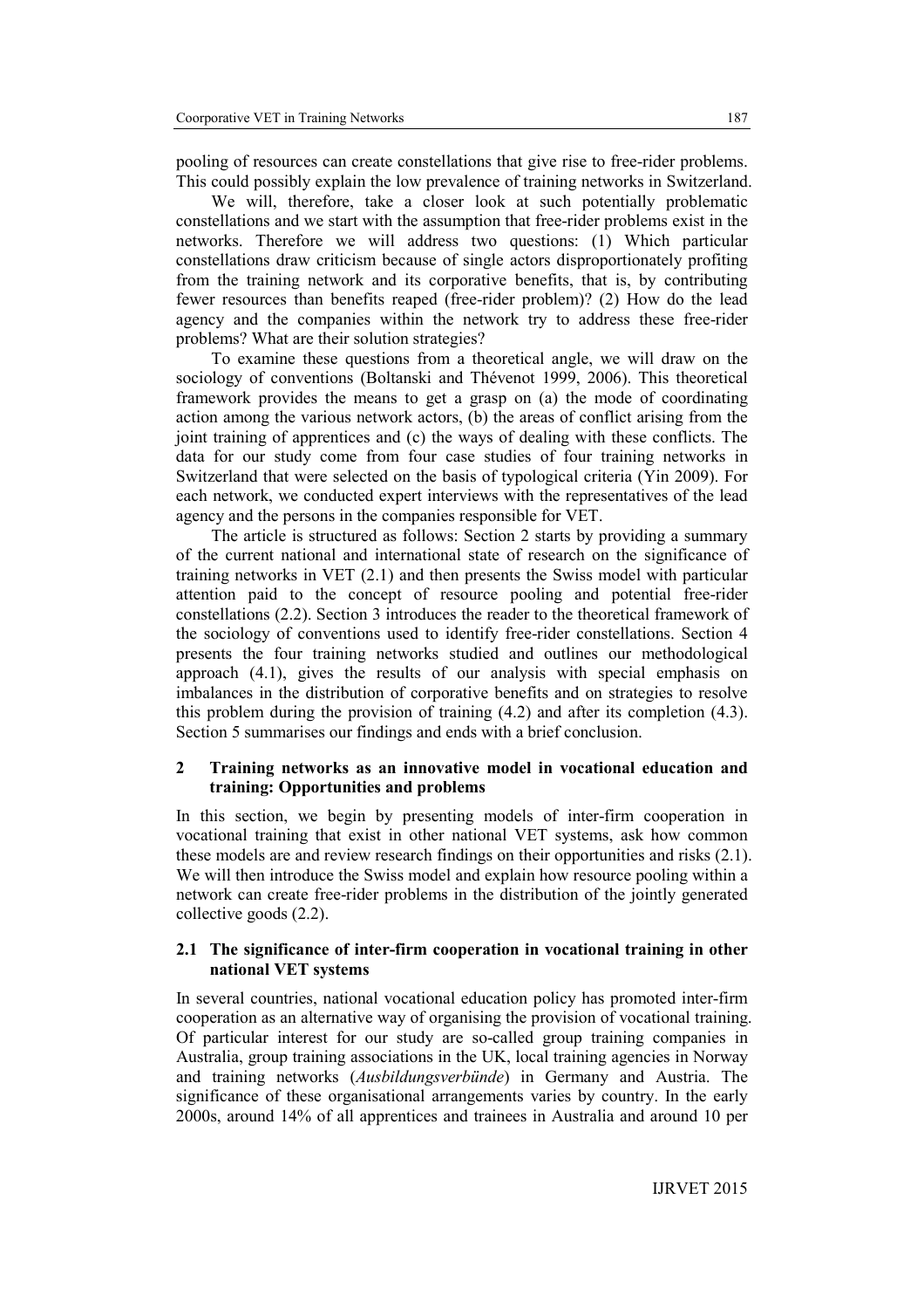pooling of resources can create constellations that give rise to free-rider problems. This could possibly explain the low prevalence of training networks in Switzerland.

We will, therefore, take a closer look at such potentially problematic constellations and we start with the assumption that free-rider problems exist in the networks. Therefore we will address two questions: (1) Which particular constellations draw criticism because of single actors disproportionately profiting from the training network and its corporative benefits, that is, by contributing fewer resources than benefits reaped (free-rider problem)? (2) How do the lead agency and the companies within the network try to address these free-rider problems? What are their solution strategies?

To examine these questions from a theoretical angle, we will draw on the sociology of conventions (Boltanski and Thévenot 1999, 2006). This theoretical framework provides the means to get a grasp on (a) the mode of coordinating action among the various network actors, (b) the areas of conflict arising from the joint training of apprentices and (c) the ways of dealing with these conflicts. The data for our study come from four case studies of four training networks in Switzerland that were selected on the basis of typological criteria (Yin 2009). For each network, we conducted expert interviews with the representatives of the lead agency and the persons in the companies responsible for VET.

The article is structured as follows: Section 2 starts by providing a summary of the current national and international state of research on the significance of training networks in VET (2.1) and then presents the Swiss model with particular attention paid to the concept of resource pooling and potential free-rider constellations (2.2). Section 3 introduces the reader to the theoretical framework of the sociology of conventions used to identify free-rider constellations. Section 4 presents the four training networks studied and outlines our methodological approach (4.1), gives the results of our analysis with special emphasis on imbalances in the distribution of corporative benefits and on strategies to resolve this problem during the provision of training (4.2) and after its completion (4.3). Section 5 summarises our findings and ends with a brief conclusion.

## 2 Training networks as an innovative model in vocational education and training: Opportunities and problems

In this section, we begin by presenting models of inter-firm cooperation in vocational training that exist in other national VET systems, ask how common these models are and review research findings on their opportunities and risks (2.1). We will then introduce the Swiss model and explain how resource pooling within a network can create free-rider problems in the distribution of the jointly generated collective goods (2.2).

### 2.1 The significance of inter-firm cooperation in vocational training in other national VET systems

In several countries, national vocational education policy has promoted inter-firm cooperation as an alternative way of organising the provision of vocational training. Of particular interest for our study are so-called group training companies in Australia, group training associations in the UK, local training agencies in Norway and training networks (*Ausbildungsverbünde*) in Germany and Austria. The significance of these organisational arrangements varies by country. In the early 2000s, around 14% of all apprentices and trainees in Australia and around 10 per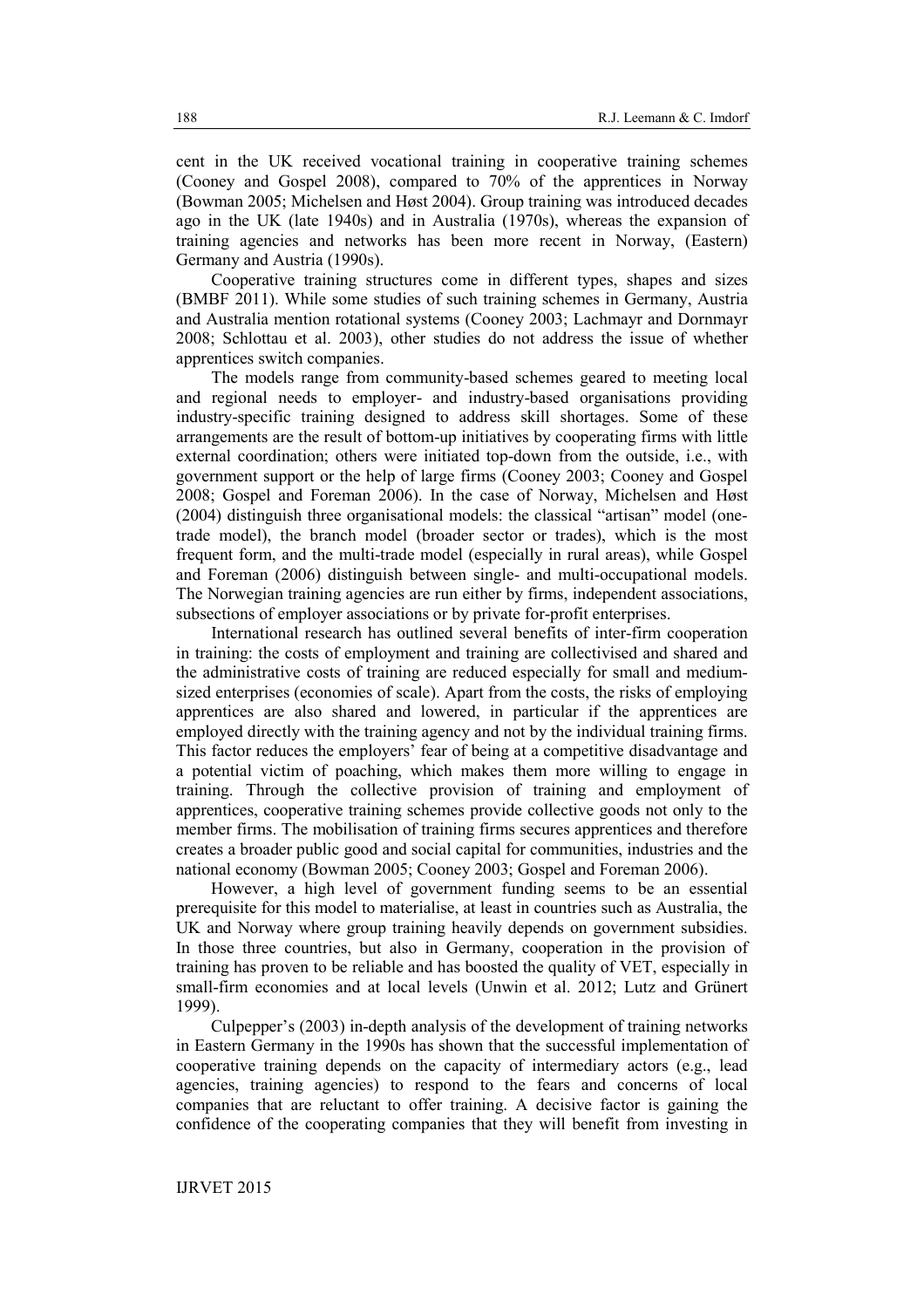cent in the UK received vocational training in cooperative training schemes (Cooney and Gospel 2008), compared to 70% of the apprentices in Norway (Bowman 2005; Michelsen and Høst 2004). Group training was introduced decades ago in the UK (late 1940s) and in Australia (1970s), whereas the expansion of training agencies and networks has been more recent in Norway, (Eastern) Germany and Austria (1990s).

Cooperative training structures come in different types, shapes and sizes (BMBF 2011). While some studies of such training schemes in Germany, Austria and Australia mention rotational systems (Cooney 2003; Lachmayr and Dornmayr 2008; Schlottau et al. 2003), other studies do not address the issue of whether apprentices switch companies.

The models range from community-based schemes geared to meeting local and regional needs to employer- and industry-based organisations providing industry-specific training designed to address skill shortages. Some of these arrangements are the result of bottom-up initiatives by cooperating firms with little external coordination; others were initiated top-down from the outside, i.e., with government support or the help of large firms (Cooney 2003; Cooney and Gospel 2008; Gospel and Foreman 2006). In the case of Norway, Michelsen and Høst (2004) distinguish three organisational models: the classical "artisan" model (one-trade model), the branch model (broader sector or trades), which is the most frequent form, and the multi-trade model (especially in rural areas), while Gospel and Foreman (2006) distinguish between single- and multi-occupational models. The Norwegian training agencies are run either by firms, independent associations, subsections of employer associations or by private for-profit enterprises.

International research has outlined several benefits of inter-firm cooperation in training: the costs of employment and training are collectivised and shared and the administrative costs of training are reduced especially for small and medium-sized enterprises (economies of scale). Apart from the costs, the risks of employing apprentices are also shared and lowered, in particular if the apprentices are employed directly with the training agency and not by the individual training firms. This factor reduces the employers' fear of being at a competitive disadvantage and a potential victim of poaching, which makes them more willing to engage in training. Through the collective provision of training and employment of apprentices, cooperative training schemes provide collective goods not only to the member firms. The mobilisation of training firms secures apprentices and therefore creates a broader public good and social capital for communities, industries and the national economy (Bowman 2005; Cooney 2003; Gospel and Foreman 2006).

However, a high level of government funding seems to be an essential prerequisite for this model to materialise, at least in countries such as Australia, the UK and Norway where group training heavily depends on government subsidies. In those three countries, but also in Germany, cooperation in the provision of training has proven to be reliable and has boosted the quality of VET, especially in small-firm economies and at local levels (Unwin et al. 2012; Lutz and Grünert 1999).

Culpepper's (2003) in-depth analysis of the development of training networks in Eastern Germany in the 1990s has shown that the successful implementation of cooperative training depends on the capacity of intermediary actors (e.g., lead agencies, training agencies) to respond to the fears and concerns of local companies that are reluctant to offer training. A decisive factor is gaining the confidence of the cooperating companies that they will benefit from investing in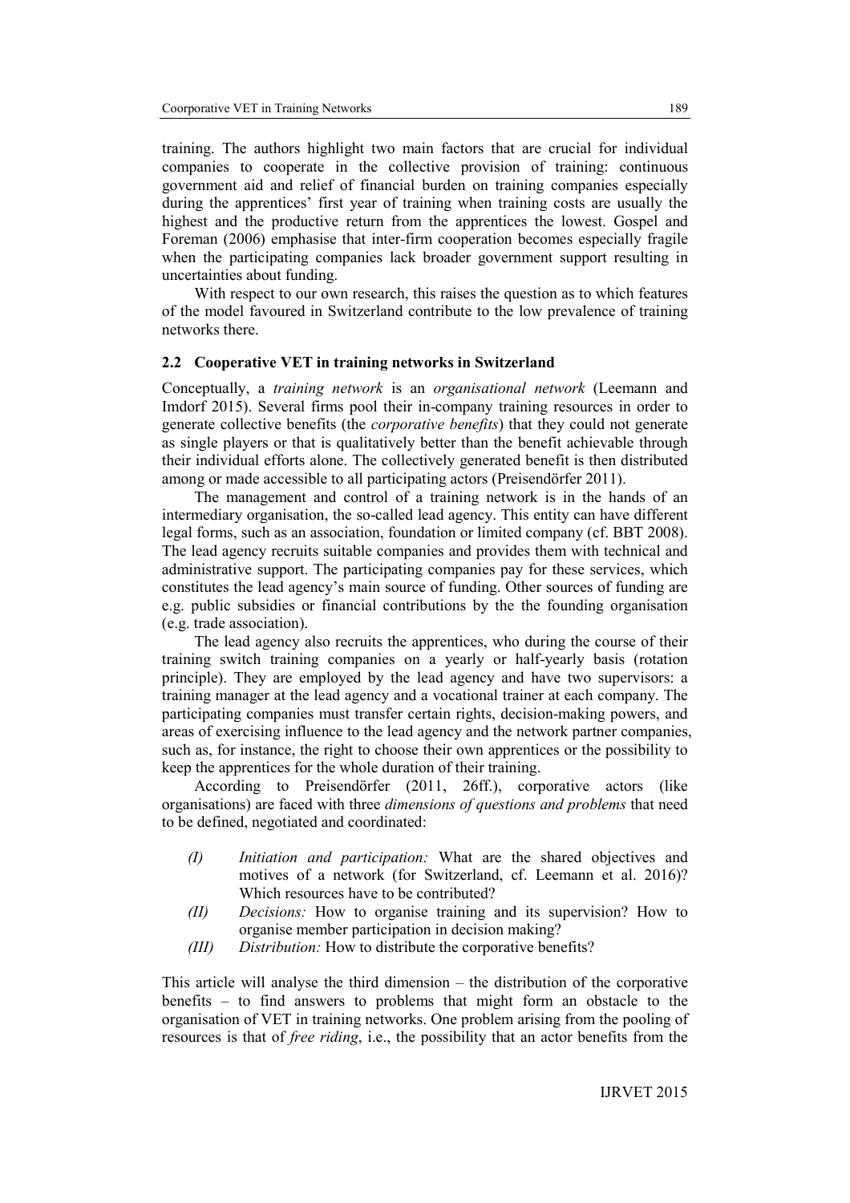training. The authors highlight two main factors that are crucial for individual companies to cooperate in the collective provision of training: continuous government aid and relief of financial burden on training companies especially during the apprentices' first year of training when training costs are usually the highest and the productive return from the apprentices the lowest. Gospel and Foreman (2006) emphasise that inter-firm cooperation becomes especially fragile when the participating companies lack broader government support resulting in uncertainties about funding.

With respect to our own research, this raises the question as to which features of the model favoured in Switzerland contribute to the low prevalence of training networks there.

### 2.2 Cooperative VET in training networks in Switzerland

Conceptually, a *training network* is an *organisational network* (Leemann and Imdorf 2015). Several firms pool their in-company training resources in order to generate collective benefits (the *corporative benefits*) that they could not generate as single players or that is qualitatively better than the benefit achievable through their individual efforts alone. The collectively generated benefit is then distributed among or made accessible to all participating actors (Preisendörfer 2011).

The management and control of a training network is in the hands of an intermediary organisation, the so-called lead agency. This entity can have different legal forms, such as an association, foundation or limited company (cf. BBT 2008). The lead agency recruits suitable companies and provides them with technical and administrative support. The participating companies pay for these services, which constitutes the lead agency's main source of funding. Other sources of funding are e.g. public subsidies or financial contributions by the the founding organisation (e.g. trade association).

The lead agency also recruits the apprentices, who during the course of their training switch training companies on a yearly or half-yearly basis (rotation principle). They are employed by the lead agency and have two supervisors: a training manager at the lead agency and a vocational trainer at each company. The participating companies must transfer certain rights, decision-making powers, and areas of exercising influence to the lead agency and the network partner companies, such as, for instance, the right to choose their own apprentices or the possibility to keep the apprentices for the whole duration of their training.

According to Preisendörfer (2011, 26ff.), corporative actors (like organisations) are faced with three *dimensions of questions and problems* that need to be defined, negotiated and coordinated:

- *(I) Initiation and participation:* What are the shared objectives and motives of a network (for Switzerland, cf. Leemann et al. 2016)? Which resources have to be contributed?
- *(II) Decisions:* How to organise training and its supervision? How to organise member participation in decision making?
- *(III) Distribution:* How to distribute the corporative benefits?

This article will analyse the third dimension – the distribution of the corporative benefits – to find answers to problems that might form an obstacle to the organisation of VET in training networks. One problem arising from the pooling of resources is that of *free riding*, i.e., the possibility that an actor benefits from the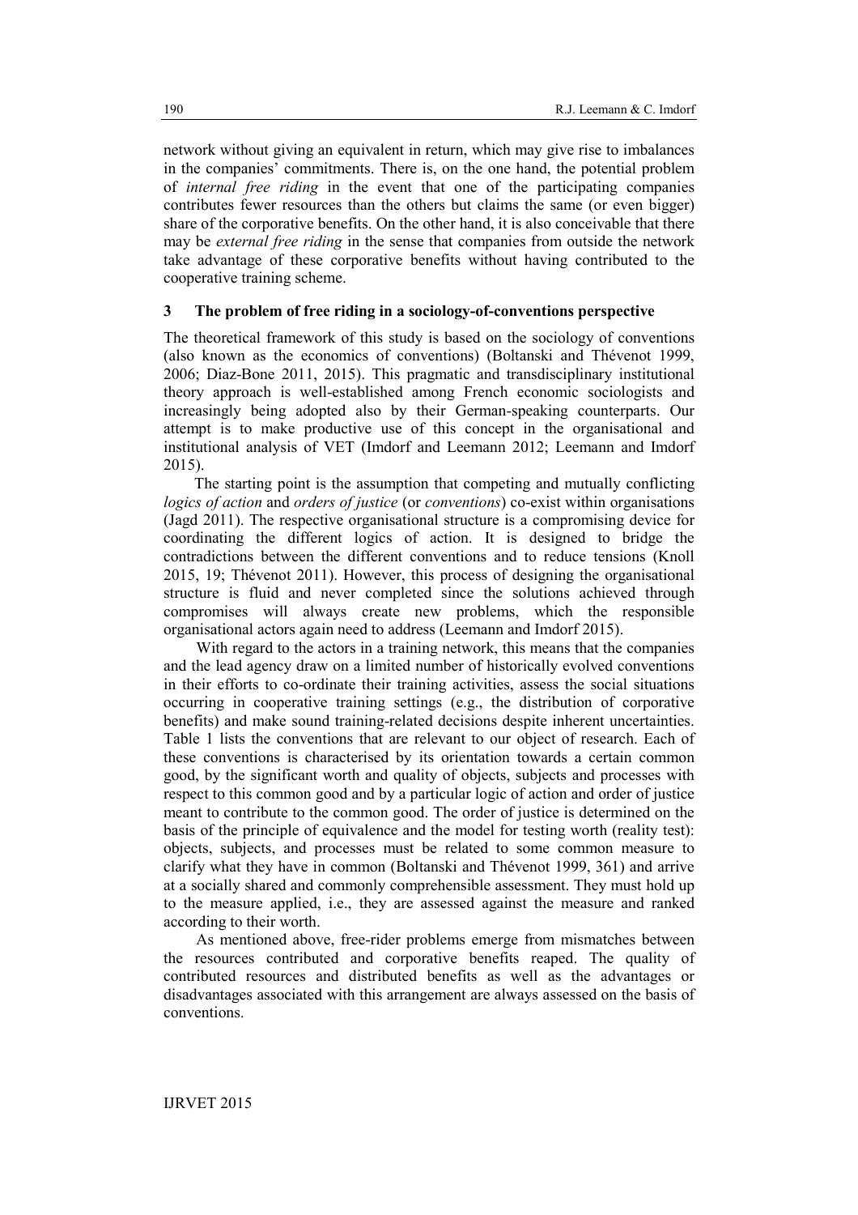network without giving an equivalent in return, which may give rise to imbalances in the companies' commitments. There is, on the one hand, the potential problem of *internal free riding* in the event that one of the participating companies contributes fewer resources than the others but claims the same (or even bigger) share of the corporative benefits. On the other hand, it is also conceivable that there may be *external free riding* in the sense that companies from outside the network take advantage of these corporative benefits without having contributed to the cooperative training scheme.

## 3 The problem of free riding in a sociology-of-conventions perspective

The theoretical framework of this study is based on the sociology of conventions (also known as the economics of conventions) (Boltanski and Thévenot 1999, 2006; Diaz-Bone 2011, 2015). This pragmatic and transdisciplinary institutional theory approach is well-established among French economic sociologists and increasingly being adopted also by their German-speaking counterparts. Our attempt is to make productive use of this concept in the organisational and institutional analysis of VET (Imdorf and Leemann 2012; Leemann and Imdorf 2015).

The starting point is the assumption that competing and mutually conflicting *logics of action* and *orders of justice* (or *conventions*) co-exist within organisations (Jagd 2011). The respective organisational structure is a compromising device for coordinating the different logics of action. It is designed to bridge the contradictions between the different conventions and to reduce tensions (Knoll 2015, 19; Thévenot 2011). However, this process of designing the organisational structure is fluid and never completed since the solutions achieved through compromises will always create new problems, which the responsible organisational actors again need to address (Leemann and Imdorf 2015).

With regard to the actors in a training network, this means that the companies and the lead agency draw on a limited number of historically evolved conventions in their efforts to co-ordinate their training activities, assess the social situations occurring in cooperative training settings (e.g., the distribution of corporative benefits) and make sound training-related decisions despite inherent uncertainties. Table 1 lists the conventions that are relevant to our object of research. Each of these conventions is characterised by its orientation towards a certain common good, by the significant worth and quality of objects, subjects and processes with respect to this common good and by a particular logic of action and order of justice meant to contribute to the common good. The order of justice is determined on the basis of the principle of equivalence and the model for testing worth (reality test): objects, subjects, and processes must be related to some common measure to clarify what they have in common (Boltanski and Thévenot 1999, 361) and arrive at a socially shared and commonly comprehensible assessment. They must hold up to the measure applied, i.e., they are assessed against the measure and ranked according to their worth.

As mentioned above, free-rider problems emerge from mismatches between the resources contributed and corporative benefits reaped. The quality of contributed resources and distributed benefits as well as the advantages or disadvantages associated with this arrangement are always assessed on the basis of conventions.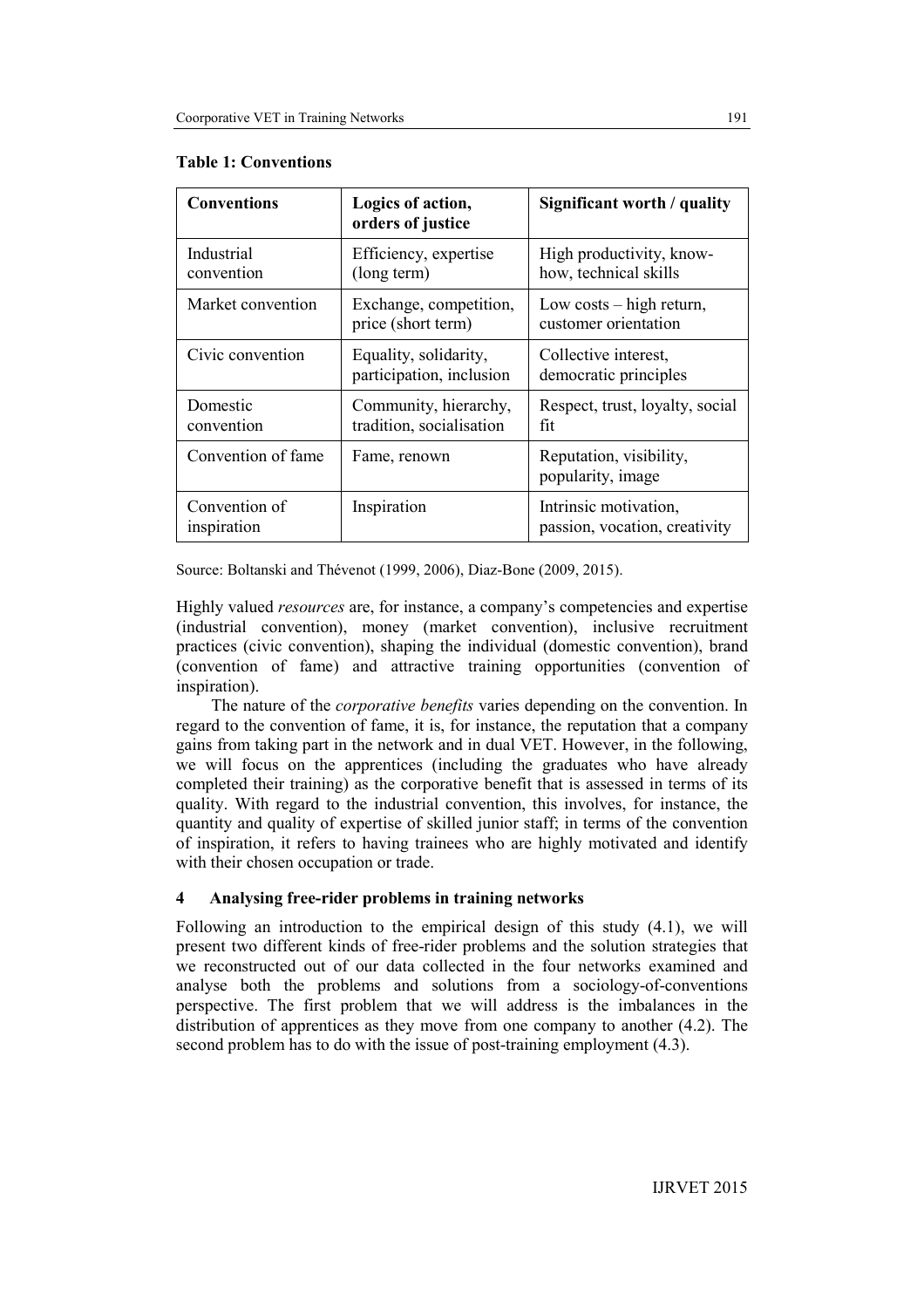**Table 1: Conventions**

| Conventions | Logics of action, orders of justice | Significant worth / quality |
|---|---|---|
| Industrial convention | Efficiency, expertise (long term) | High productivity, know-how, technical skills |
| Market convention | Exchange, competition, price (short term) | Low costs – high return, customer orientation |
| Civic convention | Equality, solidarity, participation, inclusion | Collective interest, democratic principles |
| Domestic convention | Community, hierarchy, tradition, socialisation | Respect, trust, loyalty, social fit |
| Convention of fame | Fame, renown | Reputation, visibility, popularity, image |
| Convention of inspiration | Inspiration | Intrinsic motivation, passion, vocation, creativity |

Source: Boltanski and Thévenot (1999, 2006), Diaz-Bone (2009, 2015).

Highly valued *resources* are, for instance, a company's competencies and expertise (industrial convention), money (market convention), inclusive recruitment practices (civic convention), shaping the individual (domestic convention), brand (convention of fame) and attractive training opportunities (convention of inspiration).

The nature of the *corporative benefits* varies depending on the convention. In regard to the convention of fame, it is, for instance, the reputation that a company gains from taking part in the network and in dual VET. However, in the following, we will focus on the apprentices (including the graduates who have already completed their training) as the corporative benefit that is assessed in terms of its quality. With regard to the industrial convention, this involves, for instance, the quantity and quality of expertise of skilled junior staff; in terms of the convention of inspiration, it refers to having trainees who are highly motivated and identify with their chosen occupation or trade.

## 4 Analysing free-rider problems in training networks

Following an introduction to the empirical design of this study (4.1), we will present two different kinds of free-rider problems and the solution strategies that we reconstructed out of our data collected in the four networks examined and analyse both the problems and solutions from a sociology-of-conventions perspective. The first problem that we will address is the imbalances in the distribution of apprentices as they move from one company to another (4.2). The second problem has to do with the issue of post-training employment (4.3).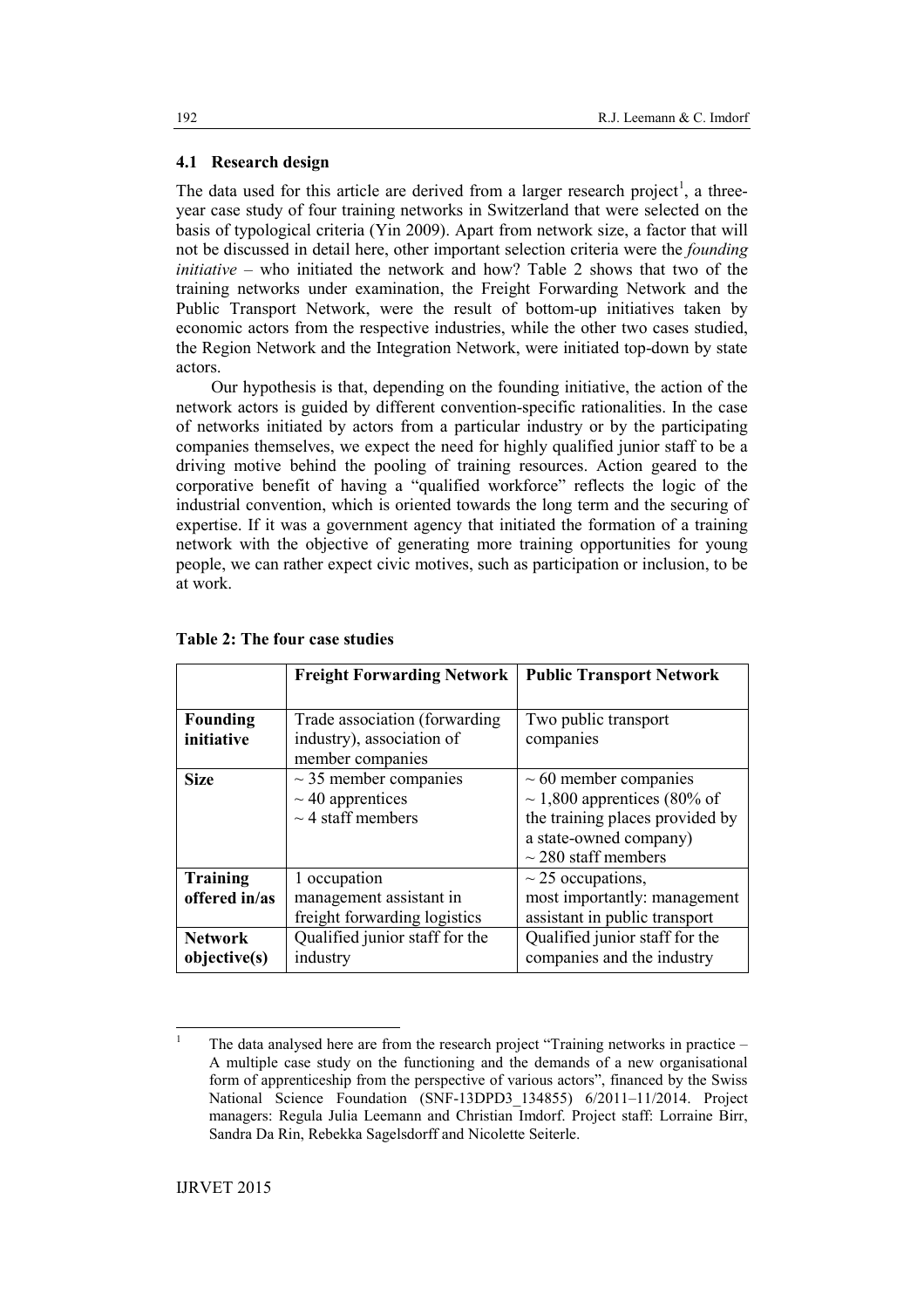### 4.1 Research design

The data used for this article are derived from a larger research project[1], a three-year case study of four training networks in Switzerland that were selected on the basis of typological criteria (Yin 2009). Apart from network size, a factor that will not be discussed in detail here, other important selection criteria were the *founding initiative* – who initiated the network and how? Table 2 shows that two of the training networks under examination, the Freight Forwarding Network and the Public Transport Network, were the result of bottom-up initiatives taken by economic actors from the respective industries, while the other two cases studied, the Region Network and the Integration Network, were initiated top-down by state actors.

Our hypothesis is that, depending on the founding initiative, the action of the network actors is guided by different convention-specific rationalities. In the case of networks initiated by actors from a particular industry or by the participating companies themselves, we expect the need for highly qualified junior staff to be a driving motive behind the pooling of training resources. Action geared to the corporative benefit of having a "qualified workforce" reflects the logic of the industrial convention, which is oriented towards the long term and the securing of expertise. If it was a government agency that initiated the formation of a training network with the objective of generating more training opportunities for young people, we can rather expect civic motives, such as participation or inclusion, to be at work.

**Table 2: The four case studies**

| | Freight Forwarding Network | Public Transport Network |
|---|---|---|
| **Founding initiative** | Trade association (forwarding industry), association of member companies | Two public transport companies |
| **Size** | ~ 35 member companies<br>~ 40 apprentices<br>~ 4 staff members | ~ 60 member companies<br>~ 1,800 apprentices (80% of the training places provided by a state-owned company)<br>~ 280 staff members |
| **Training offered in/as** | 1 occupation<br>management assistant in freight forwarding logistics | ~ 25 occupations,<br>most importantly: management assistant in public transport |
| **Network objective(s)** | Qualified junior staff for the industry | Qualified junior staff for the companies and the industry |

[1] The data analysed here are from the research project "Training networks in practice – A multiple case study on the functioning and the demands of a new organisational form of apprenticeship from the perspective of various actors", financed by the Swiss National Science Foundation (SNF-13DPD3_134855) 6/2011–11/2014. Project managers: Regula Julia Leemann and Christian Imdorf. Project staff: Lorraine Birr, Sandra Da Rin, Rebekka Sagelsdorff and Nicolette Seiterle.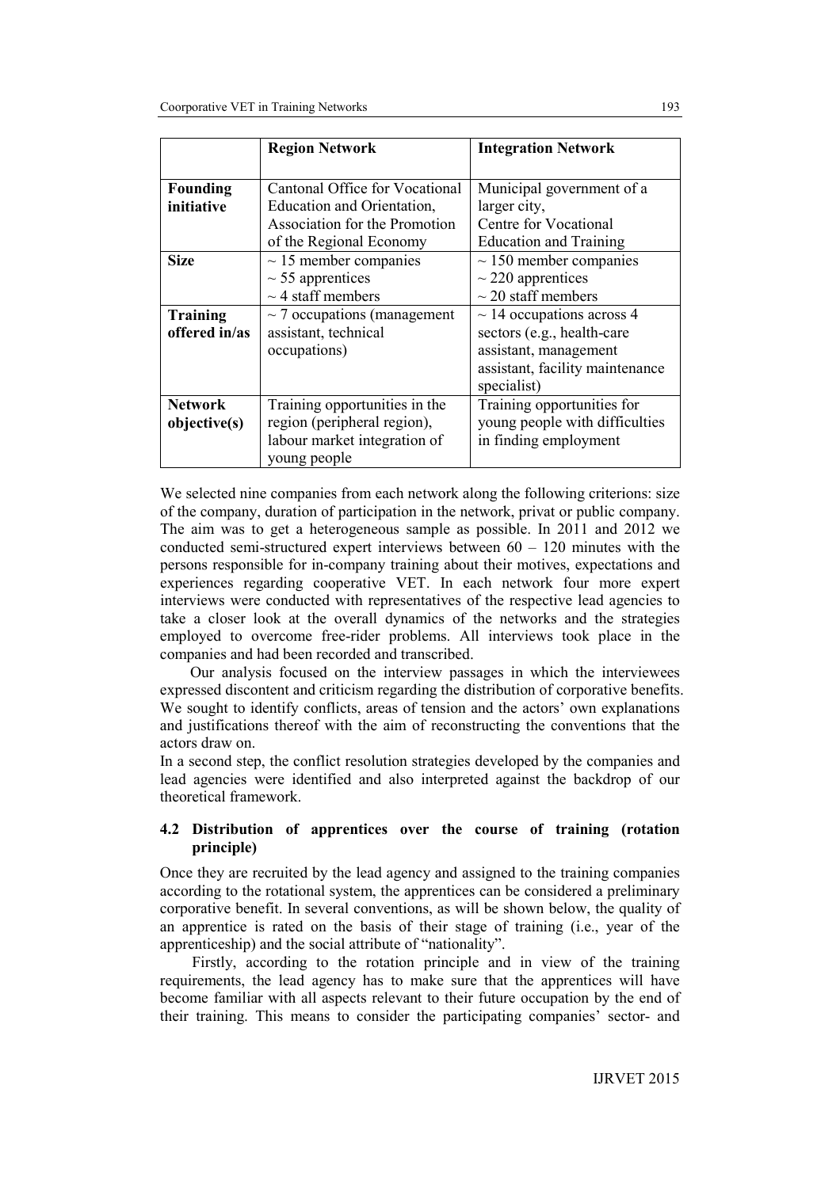| | Region Network | Integration Network |
|---|---|---|
| **Founding initiative** | Cantonal Office for Vocational Education and Orientation, Association for the Promotion of the Regional Economy | Municipal government of a larger city, Centre for Vocational Education and Training |
| **Size** | ~ 15 member companies<br>~ 55 apprentices<br>~ 4 staff members | ~ 150 member companies<br>~ 220 apprentices<br>~ 20 staff members |
| **Training offered in/as** | ~ 7 occupations (management assistant, technical occupations) | ~ 14 occupations across 4 sectors (e.g., health-care assistant, management assistant, facility maintenance specialist) |
| **Network objective(s)** | Training opportunities in the region (peripheral region), labour market integration of young people | Training opportunities for young people with difficulties in finding employment |

We selected nine companies from each network along the following criterions: size of the company, duration of participation in the network, privat or public company. The aim was to get a heterogeneous sample as possible. In 2011 and 2012 we conducted semi-structured expert interviews between 60 – 120 minutes with the persons responsible for in-company training about their motives, expectations and experiences regarding cooperative VET. In each network four more expert interviews were conducted with representatives of the respective lead agencies to take a closer look at the overall dynamics of the networks and the strategies employed to overcome free-rider problems. All interviews took place in the companies and had been recorded and transcribed.

Our analysis focused on the interview passages in which the interviewees expressed discontent and criticism regarding the distribution of corporative benefits. We sought to identify conflicts, areas of tension and the actors' own explanations and justifications thereof with the aim of reconstructing the conventions that the actors draw on.

In a second step, the conflict resolution strategies developed by the companies and lead agencies were identified and also interpreted against the backdrop of our theoretical framework.

### 4.2 Distribution of apprentices over the course of training (rotation principle)

Once they are recruited by the lead agency and assigned to the training companies according to the rotational system, the apprentices can be considered a preliminary corporative benefit. In several conventions, as will be shown below, the quality of an apprentice is rated on the basis of their stage of training (i.e., year of the apprenticeship) and the social attribute of "nationality".

Firstly, according to the rotation principle and in view of the training requirements, the lead agency has to make sure that the apprentices will have become familiar with all aspects relevant to their future occupation by the end of their training. This means to consider the participating companies' sector- and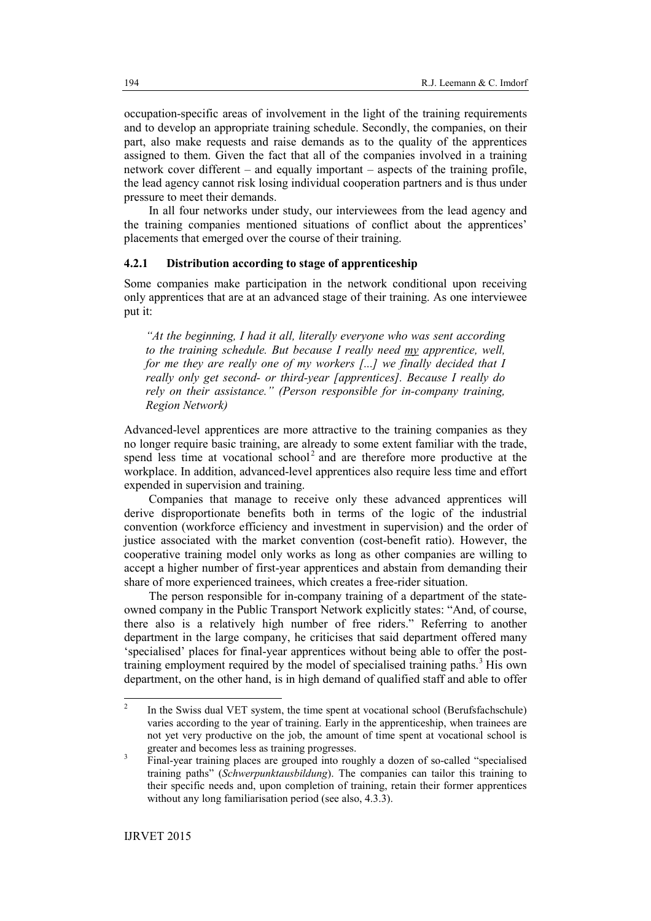occupation-specific areas of involvement in the light of the training requirements and to develop an appropriate training schedule. Secondly, the companies, on their part, also make requests and raise demands as to the quality of the apprentices assigned to them. Given the fact that all of the companies involved in a training network cover different – and equally important – aspects of the training profile, the lead agency cannot risk losing individual cooperation partners and is thus under pressure to meet their demands.

In all four networks under study, our interviewees from the lead agency and the training companies mentioned situations of conflict about the apprentices' placements that emerged over the course of their training.

### 4.2.1 Distribution according to stage of apprenticeship

Some companies make participation in the network conditional upon receiving only apprentices that are at an advanced stage of their training. As one interviewee put it:

> *"At the beginning, I had it all, literally everyone who was sent according to the training schedule. But because I really need <u>my</u> apprentice, well, for me they are really one of my workers [...] we finally decided that I really only get second- or third-year [apprentices]. Because I really do rely on their assistance." (Person responsible for in-company training, Region Network)*

Advanced-level apprentices are more attractive to the training companies as they no longer require basic training, are already to some extent familiar with the trade, spend less time at vocational school[2] and are therefore more productive at the workplace. In addition, advanced-level apprentices also require less time and effort expended in supervision and training.

Companies that manage to receive only these advanced apprentices will derive disproportionate benefits both in terms of the logic of the industrial convention (workforce efficiency and investment in supervision) and the order of justice associated with the market convention (cost-benefit ratio). However, the cooperative training model only works as long as other companies are willing to accept a higher number of first-year apprentices and abstain from demanding their share of more experienced trainees, which creates a free-rider situation.

The person responsible for in-company training of a department of the state-owned company in the Public Transport Network explicitly states: "And, of course, there also is a relatively high number of free riders." Referring to another department in the large company, he criticises that said department offered many 'specialised' places for final-year apprentices without being able to offer the post-training employment required by the model of specialised training paths.[3] His own department, on the other hand, is in high demand of qualified staff and able to offer

---

[2] In the Swiss dual VET system, the time spent at vocational school (Berufsfachschule) varies according to the year of training. Early in the apprenticeship, when trainees are not yet very productive on the job, the amount of time spent at vocational school is greater and becomes less as training progresses.

[3] Final-year training places are grouped into roughly a dozen of so-called "specialised training paths" (*Schwerpunktausbildung*). The companies can tailor this training to their specific needs and, upon completion of training, retain their former apprentices without any long familiarisation period (see also, 4.3.3).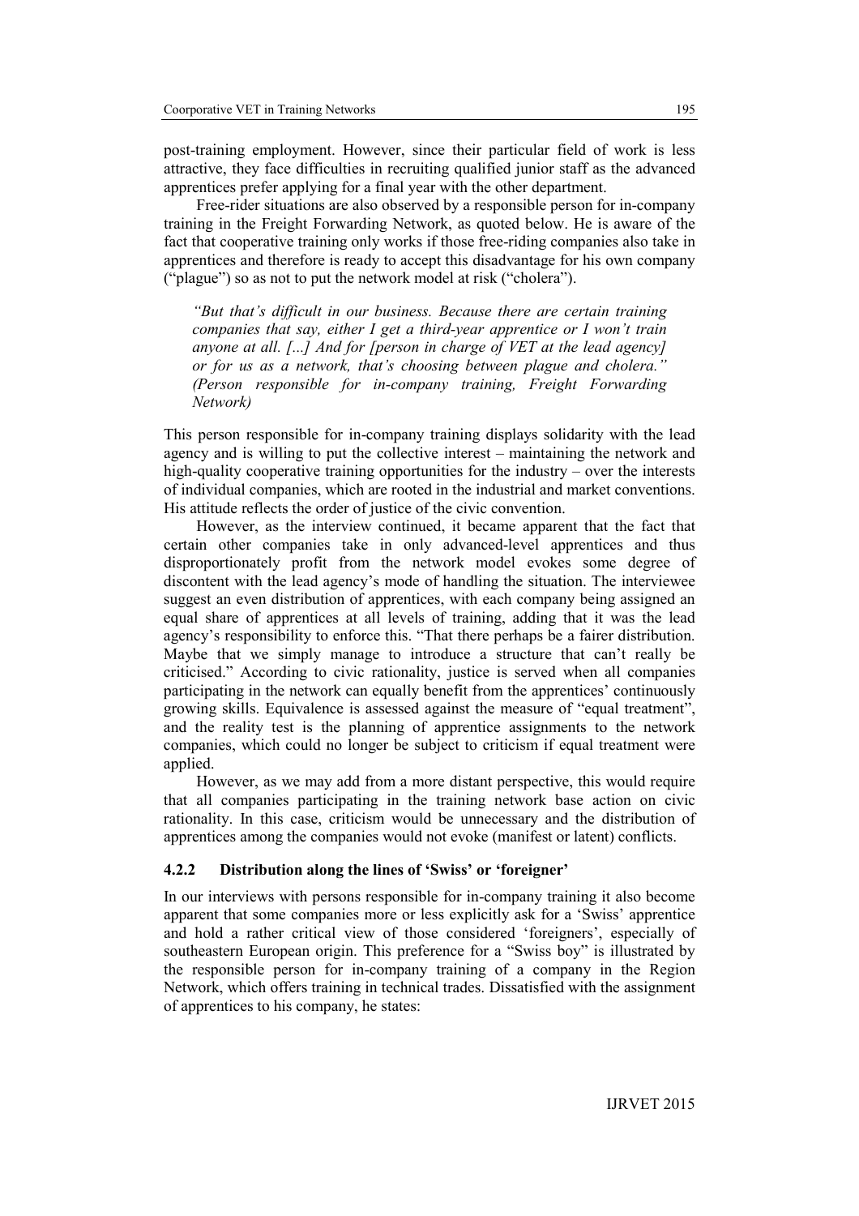post-training employment. However, since their particular field of work is less attractive, they face difficulties in recruiting qualified junior staff as the advanced apprentices prefer applying for a final year with the other department.

Free-rider situations are also observed by a responsible person for in-company training in the Freight Forwarding Network, as quoted below. He is aware of the fact that cooperative training only works if those free-riding companies also take in apprentices and therefore is ready to accept this disadvantage for his own company ("plague") so as not to put the network model at risk ("cholera").

> *"But that's difficult in our business. Because there are certain training companies that say, either I get a third-year apprentice or I won't train anyone at all. [...] And for [person in charge of VET at the lead agency] or for us as a network, that's choosing between plague and cholera." (Person responsible for in-company training, Freight Forwarding Network)*

This person responsible for in-company training displays solidarity with the lead agency and is willing to put the collective interest – maintaining the network and high-quality cooperative training opportunities for the industry – over the interests of individual companies, which are rooted in the industrial and market conventions. His attitude reflects the order of justice of the civic convention.

However, as the interview continued, it became apparent that the fact that certain other companies take in only advanced-level apprentices and thus disproportionately profit from the network model evokes some degree of discontent with the lead agency's mode of handling the situation. The interviewee suggest an even distribution of apprentices, with each company being assigned an equal share of apprentices at all levels of training, adding that it was the lead agency's responsibility to enforce this. "That there perhaps be a fairer distribution. Maybe that we simply manage to introduce a structure that can't really be criticised." According to civic rationality, justice is served when all companies participating in the network can equally benefit from the apprentices' continuously growing skills. Equivalence is assessed against the measure of "equal treatment", and the reality test is the planning of apprentice assignments to the network companies, which could no longer be subject to criticism if equal treatment were applied.

However, as we may add from a more distant perspective, this would require that all companies participating in the training network base action on civic rationality. In this case, criticism would be unnecessary and the distribution of apprentices among the companies would not evoke (manifest or latent) conflicts.

### 4.2.2 Distribution along the lines of 'Swiss' or 'foreigner'

In our interviews with persons responsible for in-company training it also become apparent that some companies more or less explicitly ask for a 'Swiss' apprentice and hold a rather critical view of those considered 'foreigners', especially of southeastern European origin. This preference for a "Swiss boy" is illustrated by the responsible person for in-company training of a company in the Region Network, which offers training in technical trades. Dissatisfied with the assignment of apprentices to his company, he states: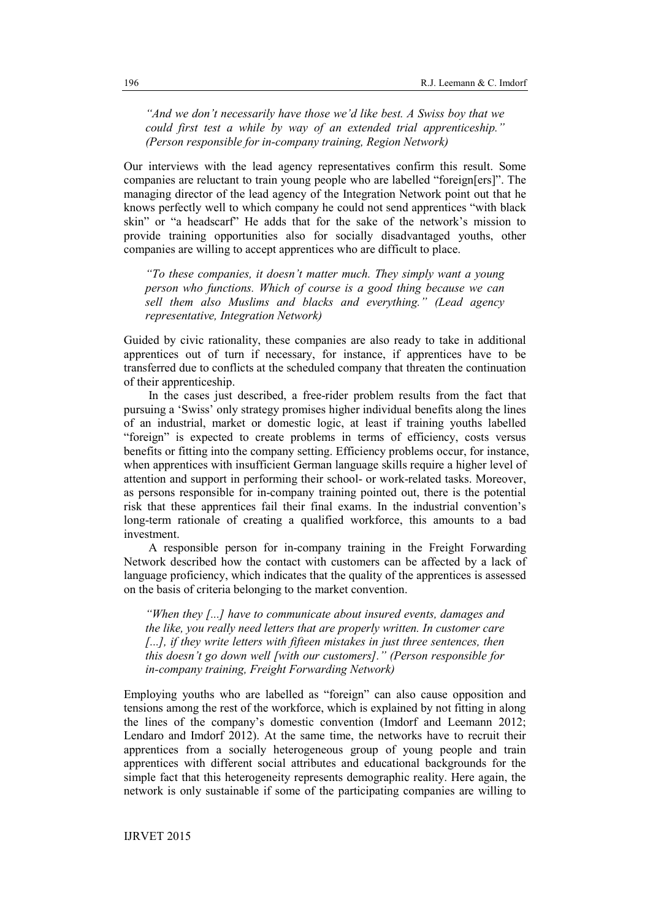*"And we don't necessarily have those we'd like best. A Swiss boy that we could first test a while by way of an extended trial apprenticeship." (Person responsible for in-company training, Region Network)*

Our interviews with the lead agency representatives confirm this result. Some companies are reluctant to train young people who are labelled "foreign[ers]". The managing director of the lead agency of the Integration Network point out that he knows perfectly well to which company he could not send apprentices "with black skin" or "a headscarf" He adds that for the sake of the network's mission to provide training opportunities also for socially disadvantaged youths, other companies are willing to accept apprentices who are difficult to place.

*"To these companies, it doesn't matter much. They simply want a young person who functions. Which of course is a good thing because we can sell them also Muslims and blacks and everything." (Lead agency representative, Integration Network)*

Guided by civic rationality, these companies are also ready to take in additional apprentices out of turn if necessary, for instance, if apprentices have to be transferred due to conflicts at the scheduled company that threaten the continuation of their apprenticeship.

In the cases just described, a free-rider problem results from the fact that pursuing a 'Swiss' only strategy promises higher individual benefits along the lines of an industrial, market or domestic logic, at least if training youths labelled "foreign" is expected to create problems in terms of efficiency, costs versus benefits or fitting into the company setting. Efficiency problems occur, for instance, when apprentices with insufficient German language skills require a higher level of attention and support in performing their school- or work-related tasks. Moreover, as persons responsible for in-company training pointed out, there is the potential risk that these apprentices fail their final exams. In the industrial convention's long-term rationale of creating a qualified workforce, this amounts to a bad investment.

A responsible person for in-company training in the Freight Forwarding Network described how the contact with customers can be affected by a lack of language proficiency, which indicates that the quality of the apprentices is assessed on the basis of criteria belonging to the market convention.

*"When they [...] have to communicate about insured events, damages and the like, you really need letters that are properly written. In customer care [...], if they write letters with fifteen mistakes in just three sentences, then this doesn't go down well [with our customers]." (Person responsible for in-company training, Freight Forwarding Network)*

Employing youths who are labelled as "foreign" can also cause opposition and tensions among the rest of the workforce, which is explained by not fitting in along the lines of the company's domestic convention (Imdorf and Leemann 2012; Lendaro and Imdorf 2012). At the same time, the networks have to recruit their apprentices from a socially heterogeneous group of young people and train apprentices with different social attributes and educational backgrounds for the simple fact that this heterogeneity represents demographic reality. Here again, the network is only sustainable if some of the participating companies are willing to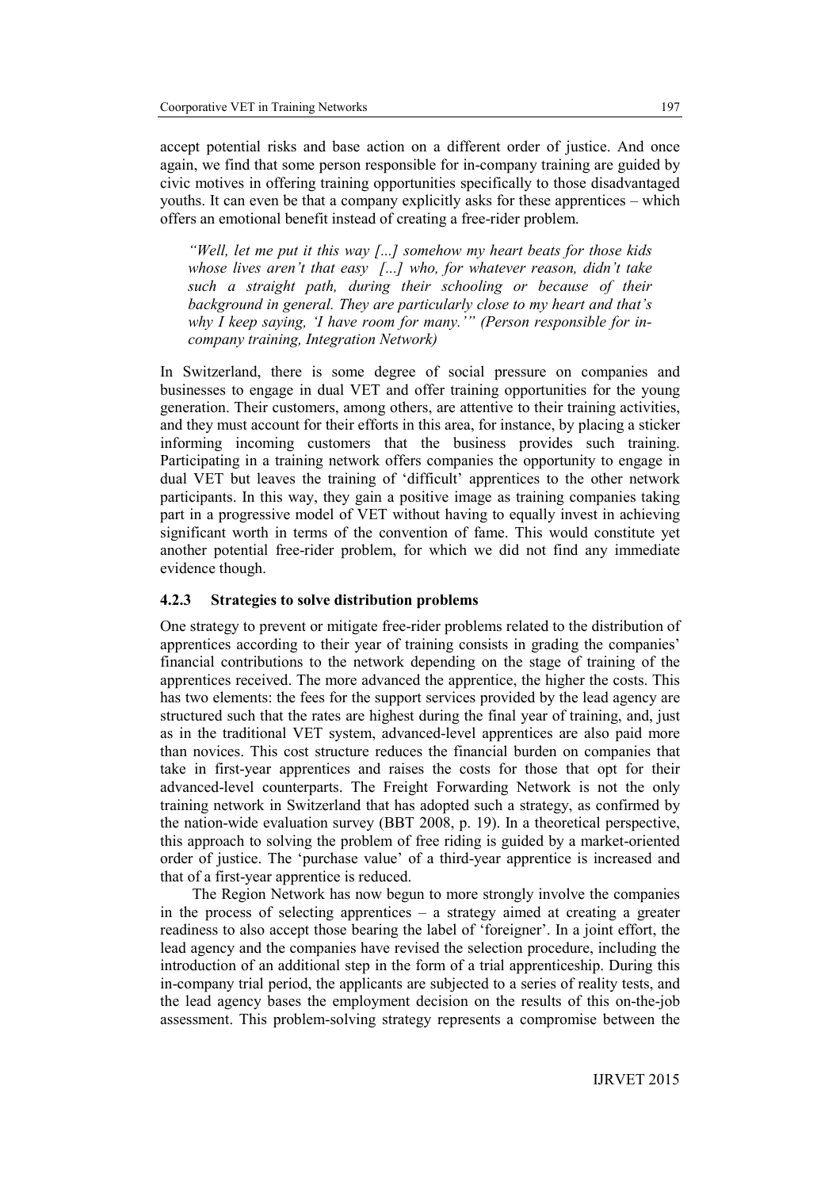accept potential risks and base action on a different order of justice. And once again, we find that some person responsible for in-company training are guided by civic motives in offering training opportunities specifically to those disadvantaged youths. It can even be that a company explicitly asks for these apprentices – which offers an emotional benefit instead of creating a free-rider problem.

> *"Well, let me put it this way [...] somehow my heart beats for those kids whose lives aren't that easy [...] who, for whatever reason, didn't take such a straight path, during their schooling or because of their background in general. They are particularly close to my heart and that's why I keep saying, 'I have room for many.'" (Person responsible for in-company training, Integration Network)*

In Switzerland, there is some degree of social pressure on companies and businesses to engage in dual VET and offer training opportunities for the young generation. Their customers, among others, are attentive to their training activities, and they must account for their efforts in this area, for instance, by placing a sticker informing incoming customers that the business provides such training. Participating in a training network offers companies the opportunity to engage in dual VET but leaves the training of 'difficult' apprentices to the other network participants. In this way, they gain a positive image as training companies taking part in a progressive model of VET without having to equally invest in achieving significant worth in terms of the convention of fame. This would constitute yet another potential free-rider problem, for which we did not find any immediate evidence though.

### 4.2.3 Strategies to solve distribution problems

One strategy to prevent or mitigate free-rider problems related to the distribution of apprentices according to their year of training consists in grading the companies' financial contributions to the network depending on the stage of training of the apprentices received. The more advanced the apprentice, the higher the costs. This has two elements: the fees for the support services provided by the lead agency are structured such that the rates are highest during the final year of training, and, just as in the traditional VET system, advanced-level apprentices are also paid more than novices. This cost structure reduces the financial burden on companies that take in first-year apprentices and raises the costs for those that opt for their advanced-level counterparts. The Freight Forwarding Network is not the only training network in Switzerland that has adopted such a strategy, as confirmed by the nation-wide evaluation survey (BBT 2008, p. 19). In a theoretical perspective, this approach to solving the problem of free riding is guided by a market-oriented order of justice. The 'purchase value' of a third-year apprentice is increased and that of a first-year apprentice is reduced.

The Region Network has now begun to more strongly involve the companies in the process of selecting apprentices – a strategy aimed at creating a greater readiness to also accept those bearing the label of 'foreigner'. In a joint effort, the lead agency and the companies have revised the selection procedure, including the introduction of an additional step in the form of a trial apprenticeship. During this in-company trial period, the applicants are subjected to a series of reality tests, and the lead agency bases the employment decision on the results of this on-the-job assessment. This problem-solving strategy represents a compromise between the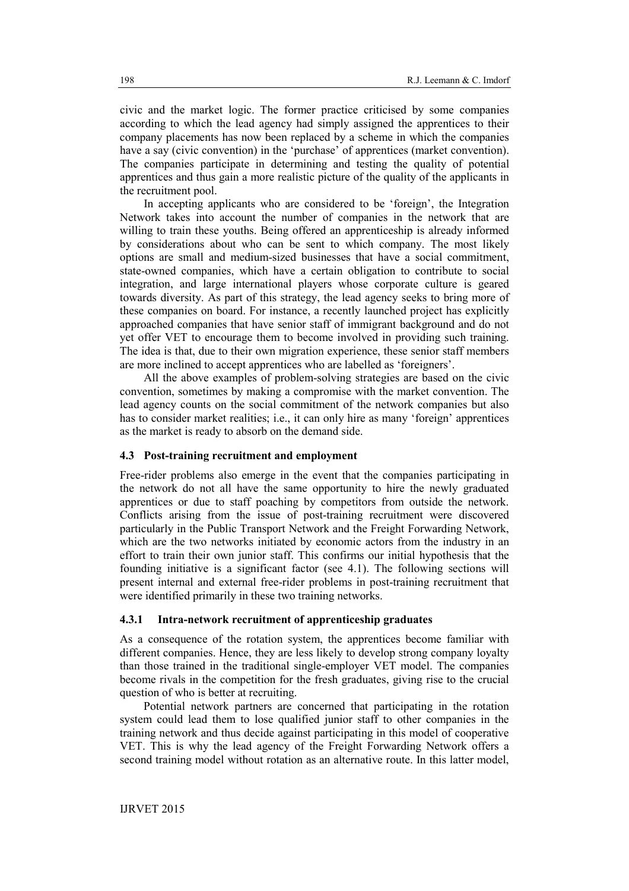civic and the market logic. The former practice criticised by some companies according to which the lead agency had simply assigned the apprentices to their company placements has now been replaced by a scheme in which the companies have a say (civic convention) in the 'purchase' of apprentices (market convention). The companies participate in determining and testing the quality of potential apprentices and thus gain a more realistic picture of the quality of the applicants in the recruitment pool.

In accepting applicants who are considered to be 'foreign', the Integration Network takes into account the number of companies in the network that are willing to train these youths. Being offered an apprenticeship is already informed by considerations about who can be sent to which company. The most likely options are small and medium-sized businesses that have a social commitment, state-owned companies, which have a certain obligation to contribute to social integration, and large international players whose corporate culture is geared towards diversity. As part of this strategy, the lead agency seeks to bring more of these companies on board. For instance, a recently launched project has explicitly approached companies that have senior staff of immigrant background and do not yet offer VET to encourage them to become involved in providing such training. The idea is that, due to their own migration experience, these senior staff members are more inclined to accept apprentices who are labelled as 'foreigners'.

All the above examples of problem-solving strategies are based on the civic convention, sometimes by making a compromise with the market convention. The lead agency counts on the social commitment of the network companies but also has to consider market realities; i.e., it can only hire as many 'foreign' apprentices as the market is ready to absorb on the demand side.

### 4.3 Post-training recruitment and employment

Free-rider problems also emerge in the event that the companies participating in the network do not all have the same opportunity to hire the newly graduated apprentices or due to staff poaching by competitors from outside the network. Conflicts arising from the issue of post-training recruitment were discovered particularly in the Public Transport Network and the Freight Forwarding Network, which are the two networks initiated by economic actors from the industry in an effort to train their own junior staff. This confirms our initial hypothesis that the founding initiative is a significant factor (see 4.1). The following sections will present internal and external free-rider problems in post-training recruitment that were identified primarily in these two training networks.

#### 4.3.1 Intra-network recruitment of apprenticeship graduates

As a consequence of the rotation system, the apprentices become familiar with different companies. Hence, they are less likely to develop strong company loyalty than those trained in the traditional single-employer VET model. The companies become rivals in the competition for the fresh graduates, giving rise to the crucial question of who is better at recruiting.

Potential network partners are concerned that participating in the rotation system could lead them to lose qualified junior staff to other companies in the training network and thus decide against participating in this model of cooperative VET. This is why the lead agency of the Freight Forwarding Network offers a second training model without rotation as an alternative route. In this latter model,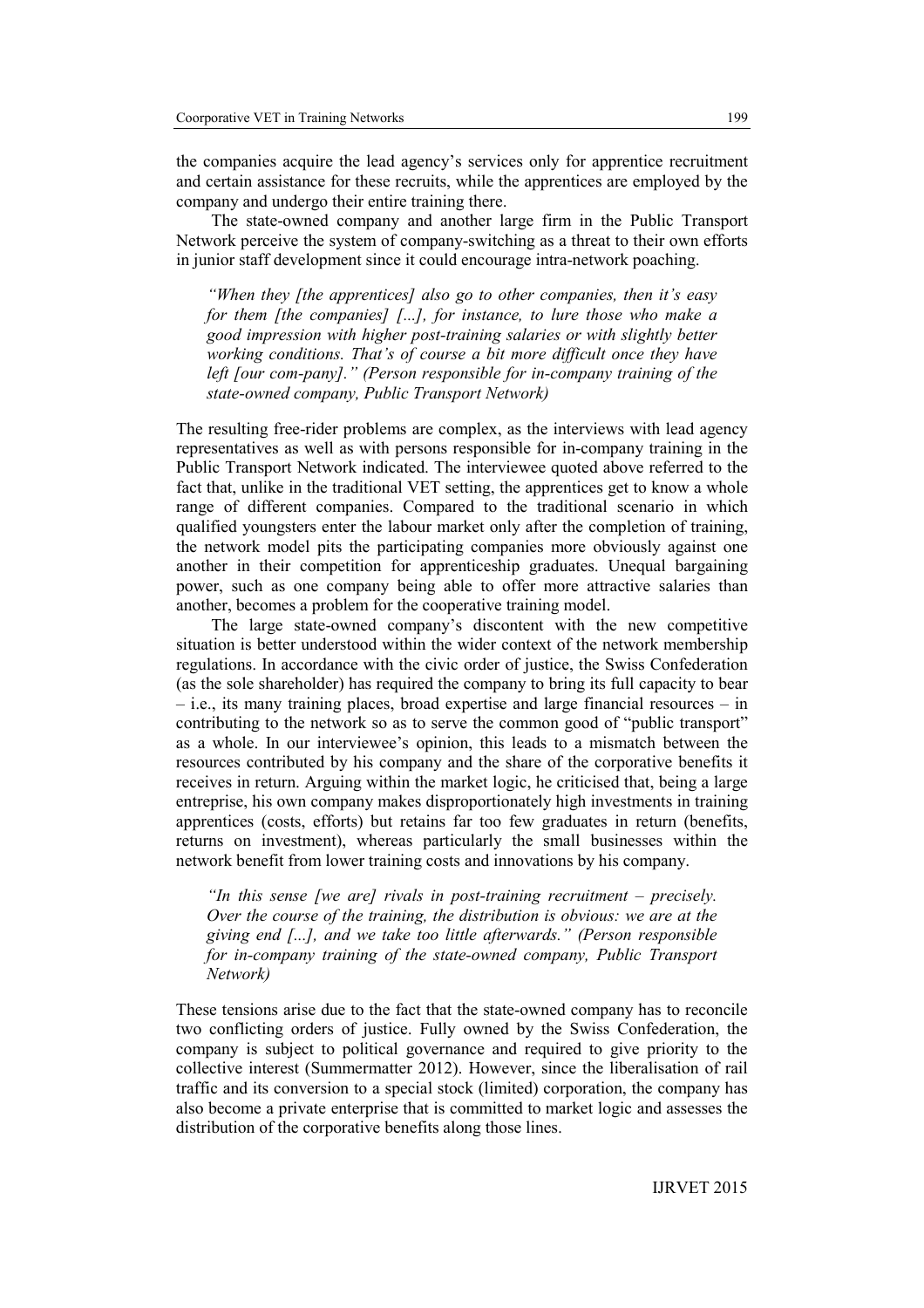the companies acquire the lead agency's services only for apprentice recruitment and certain assistance for these recruits, while the apprentices are employed by the company and undergo their entire training there.

The state-owned company and another large firm in the Public Transport Network perceive the system of company-switching as a threat to their own efforts in junior staff development since it could encourage intra-network poaching.

> *"When they [the apprentices] also go to other companies, then it's easy for them [the companies] [...], for instance, to lure those who make a good impression with higher post-training salaries or with slightly better working conditions. That's of course a bit more difficult once they have left [our com-pany]." (Person responsible for in-company training of the state-owned company, Public Transport Network)*

The resulting free-rider problems are complex, as the interviews with lead agency representatives as well as with persons responsible for in-company training in the Public Transport Network indicated. The interviewee quoted above referred to the fact that, unlike in the traditional VET setting, the apprentices get to know a whole range of different companies. Compared to the traditional scenario in which qualified youngsters enter the labour market only after the completion of training, the network model pits the participating companies more obviously against one another in their competition for apprenticeship graduates. Unequal bargaining power, such as one company being able to offer more attractive salaries than another, becomes a problem for the cooperative training model.

The large state-owned company's discontent with the new competitive situation is better understood within the wider context of the network membership regulations. In accordance with the civic order of justice, the Swiss Confederation (as the sole shareholder) has required the company to bring its full capacity to bear – i.e., its many training places, broad expertise and large financial resources – in contributing to the network so as to serve the common good of "public transport" as a whole. In our interviewee's opinion, this leads to a mismatch between the resources contributed by his company and the share of the corporative benefits it receives in return. Arguing within the market logic, he criticised that, being a large entreprise, his own company makes disproportionately high investments in training apprentices (costs, efforts) but retains far too few graduates in return (benefits, returns on investment), whereas particularly the small businesses within the network benefit from lower training costs and innovations by his company.

> *"In this sense [we are] rivals in post-training recruitment – precisely. Over the course of the training, the distribution is obvious: we are at the giving end [...], and we take too little afterwards." (Person responsible for in-company training of the state-owned company, Public Transport Network)*

These tensions arise due to the fact that the state-owned company has to reconcile two conflicting orders of justice. Fully owned by the Swiss Confederation, the company is subject to political governance and required to give priority to the collective interest (Summermatter 2012). However, since the liberalisation of rail traffic and its conversion to a special stock (limited) corporation, the company has also become a private enterprise that is committed to market logic and assesses the distribution of the corporative benefits along those lines.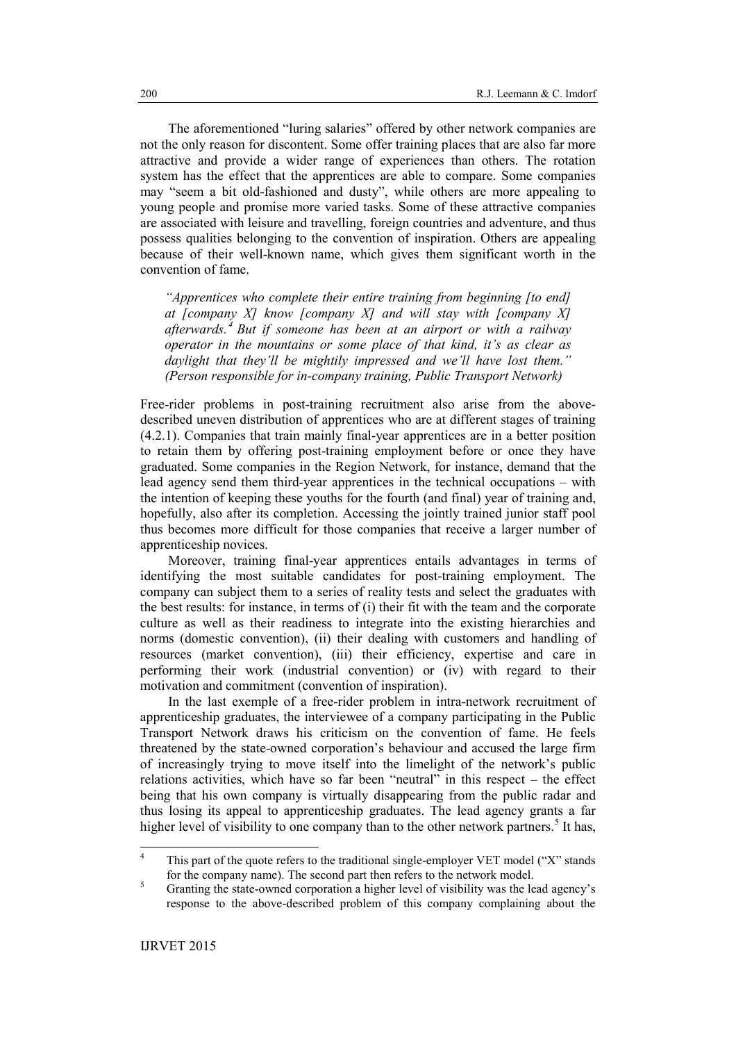The aforementioned "luring salaries" offered by other network companies are not the only reason for discontent. Some offer training places that are also far more attractive and provide a wider range of experiences than others. The rotation system has the effect that the apprentices are able to compare. Some companies may "seem a bit old-fashioned and dusty", while others are more appealing to young people and promise more varied tasks. Some of these attractive companies are associated with leisure and travelling, foreign countries and adventure, and thus possess qualities belonging to the convention of inspiration. Others are appealing because of their well-known name, which gives them significant worth in the convention of fame.

> *"Apprentices who complete their entire training from beginning [to end] at [company X] know [company X] and will stay with [company X] afterwards.*[4] *But if someone has been at an airport or with a railway operator in the mountains or some place of that kind, it's as clear as daylight that they'll be mightily impressed and we'll have lost them." (Person responsible for in-company training, Public Transport Network)*

Free-rider problems in post-training recruitment also arise from the above-described uneven distribution of apprentices who are at different stages of training (4.2.1). Companies that train mainly final-year apprentices are in a better position to retain them by offering post-training employment before or once they have graduated. Some companies in the Region Network, for instance, demand that the lead agency send them third-year apprentices in the technical occupations – with the intention of keeping these youths for the fourth (and final) year of training and, hopefully, also after its completion. Accessing the jointly trained junior staff pool thus becomes more difficult for those companies that receive a larger number of apprenticeship novices.

Moreover, training final-year apprentices entails advantages in terms of identifying the most suitable candidates for post-training employment. The company can subject them to a series of reality tests and select the graduates with the best results: for instance, in terms of (i) their fit with the team and the corporate culture as well as their readiness to integrate into the existing hierarchies and norms (domestic convention), (ii) their dealing with customers and handling of resources (market convention), (iii) their efficiency, expertise and care in performing their work (industrial convention) or (iv) with regard to their motivation and commitment (convention of inspiration).

In the last exemple of a free-rider problem in intra-network recruitment of apprenticeship graduates, the interviewee of a company participating in the Public Transport Network draws his criticism on the convention of fame. He feels threatened by the state-owned corporation's behaviour and accused the large firm of increasingly trying to move itself into the limelight of the network's public relations activities, which have so far been "neutral" in this respect – the effect being that his own company is virtually disappearing from the public radar and thus losing its appeal to apprenticeship graduates. The lead agency grants a far higher level of visibility to one company than to the other network partners.[5] It has,

---

[4] This part of the quote refers to the traditional single-employer VET model ("X" stands for the company name). The second part then refers to the network model.

[5] Granting the state-owned corporation a higher level of visibility was the lead agency's response to the above-described problem of this company complaining about the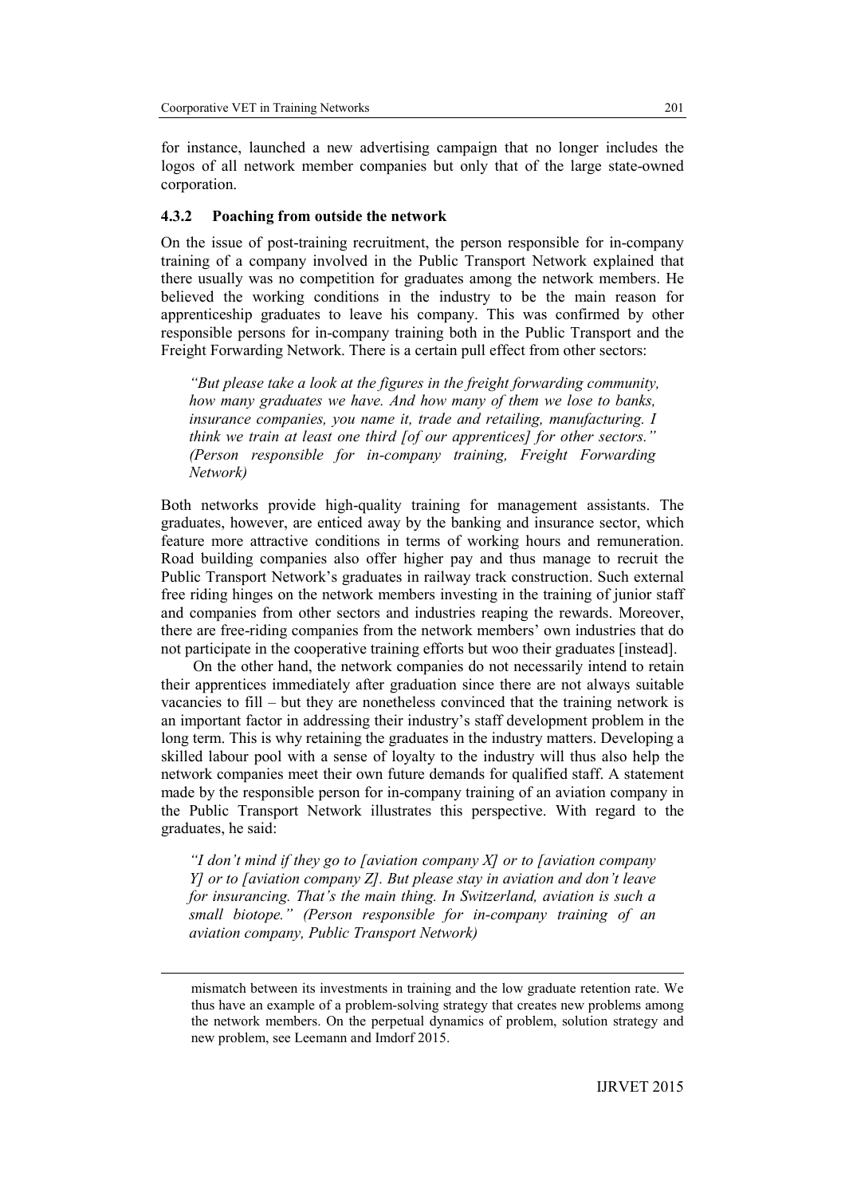for instance, launched a new advertising campaign that no longer includes the logos of all network member companies but only that of the large state-owned corporation.

### 4.3.2 Poaching from outside the network

On the issue of post-training recruitment, the person responsible for in-company training of a company involved in the Public Transport Network explained that there usually was no competition for graduates among the network members. He believed the working conditions in the industry to be the main reason for apprenticeship graduates to leave his company. This was confirmed by other responsible persons for in-company training both in the Public Transport and the Freight Forwarding Network. There is a certain pull effect from other sectors:

> *"But please take a look at the figures in the freight forwarding community, how many graduates we have. And how many of them we lose to banks, insurance companies, you name it, trade and retailing, manufacturing. I think we train at least one third [of our apprentices] for other sectors." (Person responsible for in-company training, Freight Forwarding Network)*

Both networks provide high-quality training for management assistants. The graduates, however, are enticed away by the banking and insurance sector, which feature more attractive conditions in terms of working hours and remuneration. Road building companies also offer higher pay and thus manage to recruit the Public Transport Network's graduates in railway track construction. Such external free riding hinges on the network members investing in the training of junior staff and companies from other sectors and industries reaping the rewards. Moreover, there are free-riding companies from the network members' own industries that do not participate in the cooperative training efforts but woo their graduates [instead].

On the other hand, the network companies do not necessarily intend to retain their apprentices immediately after graduation since there are not always suitable vacancies to fill – but they are nonetheless convinced that the training network is an important factor in addressing their industry's staff development problem in the long term. This is why retaining the graduates in the industry matters. Developing a skilled labour pool with a sense of loyalty to the industry will thus also help the network companies meet their own future demands for qualified staff. A statement made by the responsible person for in-company training of an aviation company in the Public Transport Network illustrates this perspective. With regard to the graduates, he said:

> *"I don't mind if they go to [aviation company X] or to [aviation company Y] or to [aviation company Z]. But please stay in aviation and don't leave for insurancing. That's the main thing. In Switzerland, aviation is such a small biotope." (Person responsible for in-company training of an aviation company, Public Transport Network)*

---

mismatch between its investments in training and the low graduate retention rate. We thus have an example of a problem-solving strategy that creates new problems among the network members. On the perpetual dynamics of problem, solution strategy and new problem, see Leemann and Imdorf 2015.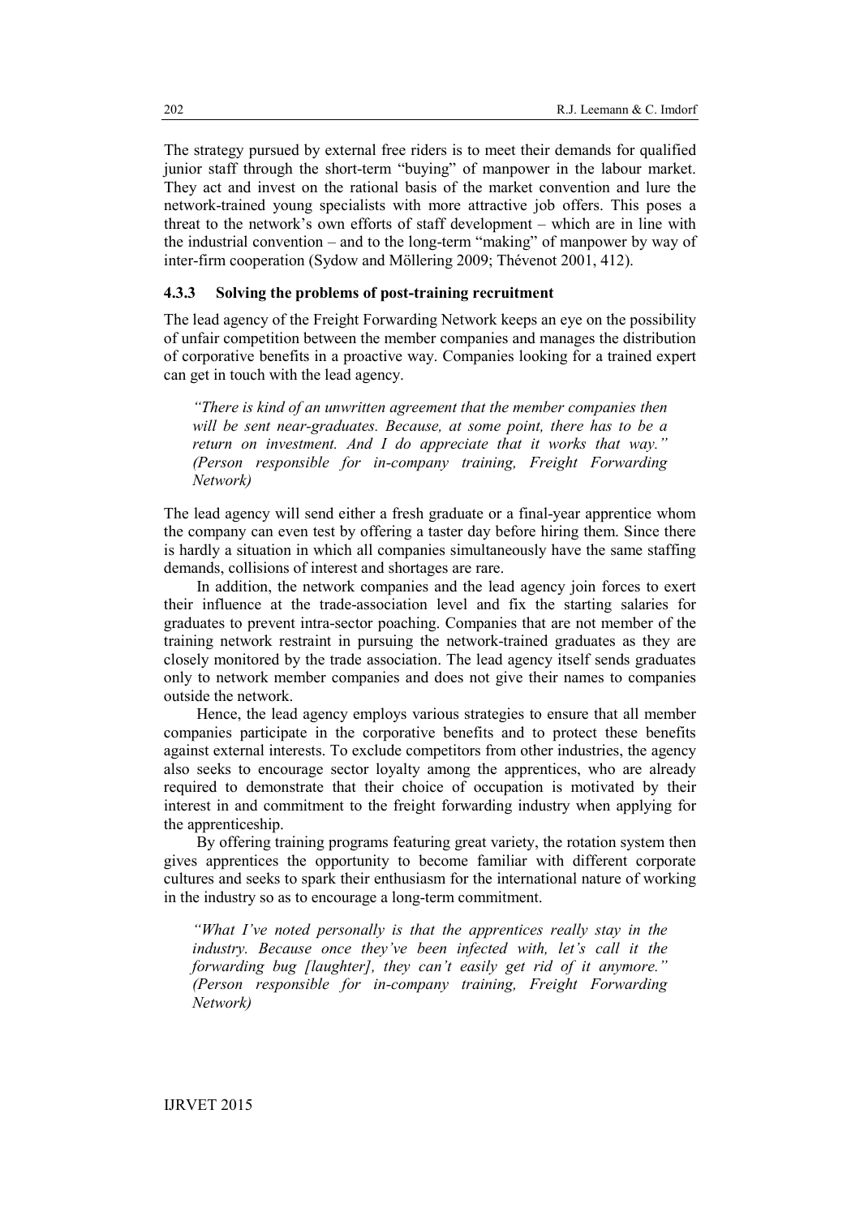The strategy pursued by external free riders is to meet their demands for qualified junior staff through the short-term "buying" of manpower in the labour market. They act and invest on the rational basis of the market convention and lure the network-trained young specialists with more attractive job offers. This poses a threat to the network's own efforts of staff development – which are in line with the industrial convention – and to the long-term "making" of manpower by way of inter-firm cooperation (Sydow and Möllering 2009; Thévenot 2001, 412).

### 4.3.3 Solving the problems of post-training recruitment

The lead agency of the Freight Forwarding Network keeps an eye on the possibility of unfair competition between the member companies and manages the distribution of corporative benefits in a proactive way. Companies looking for a trained expert can get in touch with the lead agency.

> *"There is kind of an unwritten agreement that the member companies then will be sent near-graduates. Because, at some point, there has to be a return on investment. And I do appreciate that it works that way." (Person responsible for in-company training, Freight Forwarding Network)*

The lead agency will send either a fresh graduate or a final-year apprentice whom the company can even test by offering a taster day before hiring them. Since there is hardly a situation in which all companies simultaneously have the same staffing demands, collisions of interest and shortages are rare.

In addition, the network companies and the lead agency join forces to exert their influence at the trade-association level and fix the starting salaries for graduates to prevent intra-sector poaching. Companies that are not member of the training network restraint in pursuing the network-trained graduates as they are closely monitored by the trade association. The lead agency itself sends graduates only to network member companies and does not give their names to companies outside the network.

Hence, the lead agency employs various strategies to ensure that all member companies participate in the corporative benefits and to protect these benefits against external interests. To exclude competitors from other industries, the agency also seeks to encourage sector loyalty among the apprentices, who are already required to demonstrate that their choice of occupation is motivated by their interest in and commitment to the freight forwarding industry when applying for the apprenticeship.

By offering training programs featuring great variety, the rotation system then gives apprentices the opportunity to become familiar with different corporate cultures and seeks to spark their enthusiasm for the international nature of working in the industry so as to encourage a long-term commitment.

> *"What I've noted personally is that the apprentices really stay in the industry. Because once they've been infected with, let's call it the forwarding bug [laughter], they can't easily get rid of it anymore." (Person responsible for in-company training, Freight Forwarding Network)*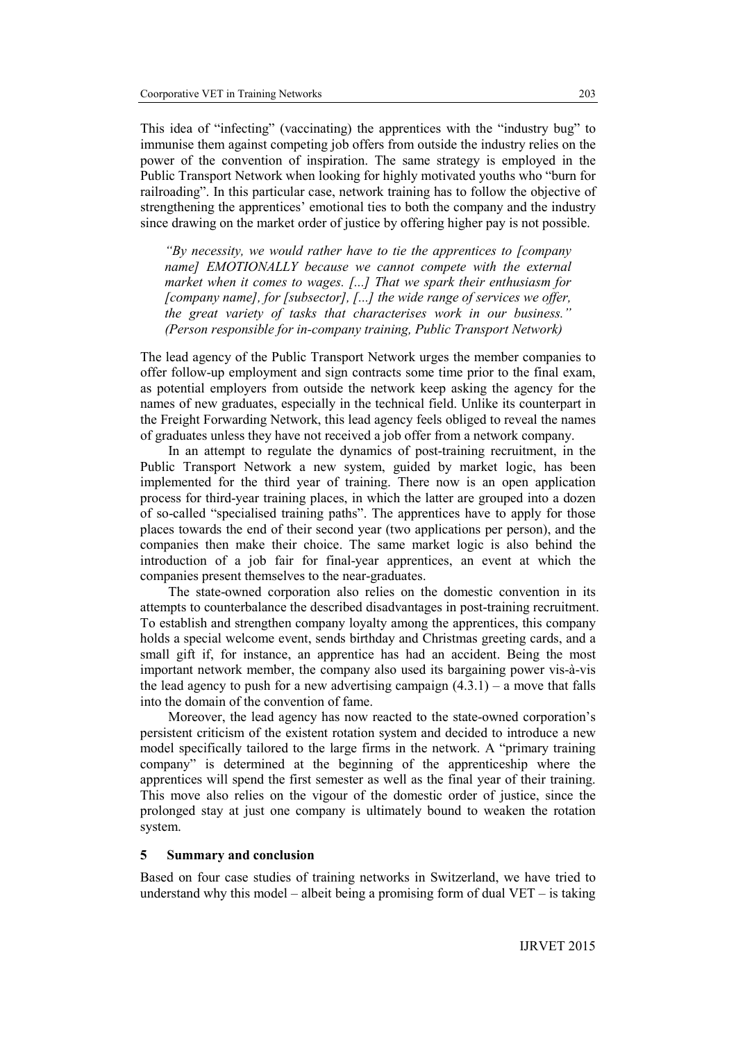This idea of "infecting" (vaccinating) the apprentices with the "industry bug" to immunise them against competing job offers from outside the industry relies on the power of the convention of inspiration. The same strategy is employed in the Public Transport Network when looking for highly motivated youths who "burn for railroading". In this particular case, network training has to follow the objective of strengthening the apprentices' emotional ties to both the company and the industry since drawing on the market order of justice by offering higher pay is not possible.

> *"By necessity, we would rather have to tie the apprentices to [company name] EMOTIONALLY because we cannot compete with the external market when it comes to wages. [...] That we spark their enthusiasm for [company name], for [subsector], [...] the wide range of services we offer, the great variety of tasks that characterises work in our business." (Person responsible for in-company training, Public Transport Network)*

The lead agency of the Public Transport Network urges the member companies to offer follow-up employment and sign contracts some time prior to the final exam, as potential employers from outside the network keep asking the agency for the names of new graduates, especially in the technical field. Unlike its counterpart in the Freight Forwarding Network, this lead agency feels obliged to reveal the names of graduates unless they have not received a job offer from a network company.

In an attempt to regulate the dynamics of post-training recruitment, in the Public Transport Network a new system, guided by market logic, has been implemented for the third year of training. There now is an open application process for third-year training places, in which the latter are grouped into a dozen of so-called "specialised training paths". The apprentices have to apply for those places towards the end of their second year (two applications per person), and the companies then make their choice. The same market logic is also behind the introduction of a job fair for final-year apprentices, an event at which the companies present themselves to the near-graduates.

The state-owned corporation also relies on the domestic convention in its attempts to counterbalance the described disadvantages in post-training recruitment. To establish and strengthen company loyalty among the apprentices, this company holds a special welcome event, sends birthday and Christmas greeting cards, and a small gift if, for instance, an apprentice has had an accident. Being the most important network member, the company also used its bargaining power vis-à-vis the lead agency to push for a new advertising campaign (4.3.1) – a move that falls into the domain of the convention of fame.

Moreover, the lead agency has now reacted to the state-owned corporation's persistent criticism of the existent rotation system and decided to introduce a new model specifically tailored to the large firms in the network. A "primary training company" is determined at the beginning of the apprenticeship where the apprentices will spend the first semester as well as the final year of their training. This move also relies on the vigour of the domestic order of justice, since the prolonged stay at just one company is ultimately bound to weaken the rotation system.

## 5 Summary and conclusion

Based on four case studies of training networks in Switzerland, we have tried to understand why this model – albeit being a promising form of dual VET – is taking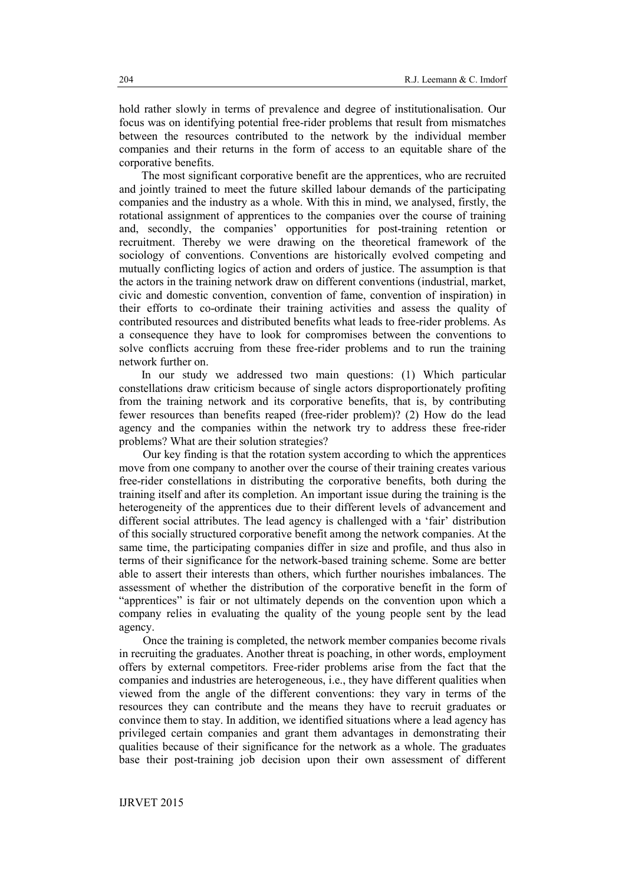hold rather slowly in terms of prevalence and degree of institutionalisation. Our focus was on identifying potential free-rider problems that result from mismatches between the resources contributed to the network by the individual member companies and their returns in the form of access to an equitable share of the corporative benefits.

The most significant corporative benefit are the apprentices, who are recruited and jointly trained to meet the future skilled labour demands of the participating companies and the industry as a whole. With this in mind, we analysed, firstly, the rotational assignment of apprentices to the companies over the course of training and, secondly, the companies' opportunities for post-training retention or recruitment. Thereby we were drawing on the theoretical framework of the sociology of conventions. Conventions are historically evolved competing and mutually conflicting logics of action and orders of justice. The assumption is that the actors in the training network draw on different conventions (industrial, market, civic and domestic convention, convention of fame, convention of inspiration) in their efforts to co-ordinate their training activities and assess the quality of contributed resources and distributed benefits what leads to free-rider problems. As a consequence they have to look for compromises between the conventions to solve conflicts accruing from these free-rider problems and to run the training network further on.

In our study we addressed two main questions: (1) Which particular constellations draw criticism because of single actors disproportionately profiting from the training network and its corporative benefits, that is, by contributing fewer resources than benefits reaped (free-rider problem)? (2) How do the lead agency and the companies within the network try to address these free-rider problems? What are their solution strategies?

Our key finding is that the rotation system according to which the apprentices move from one company to another over the course of their training creates various free-rider constellations in distributing the corporative benefits, both during the training itself and after its completion. An important issue during the training is the heterogeneity of the apprentices due to their different levels of advancement and different social attributes. The lead agency is challenged with a 'fair' distribution of this socially structured corporative benefit among the network companies. At the same time, the participating companies differ in size and profile, and thus also in terms of their significance for the network-based training scheme. Some are better able to assert their interests than others, which further nourishes imbalances. The assessment of whether the distribution of the corporative benefit in the form of "apprentices" is fair or not ultimately depends on the convention upon which a company relies in evaluating the quality of the young people sent by the lead agency.

Once the training is completed, the network member companies become rivals in recruiting the graduates. Another threat is poaching, in other words, employment offers by external competitors. Free-rider problems arise from the fact that the companies and industries are heterogeneous, i.e., they have different qualities when viewed from the angle of the different conventions: they vary in terms of the resources they can contribute and the means they have to recruit graduates or convince them to stay. In addition, we identified situations where a lead agency has privileged certain companies and grant them advantages in demonstrating their qualities because of their significance for the network as a whole. The graduates base their post-training job decision upon their own assessment of different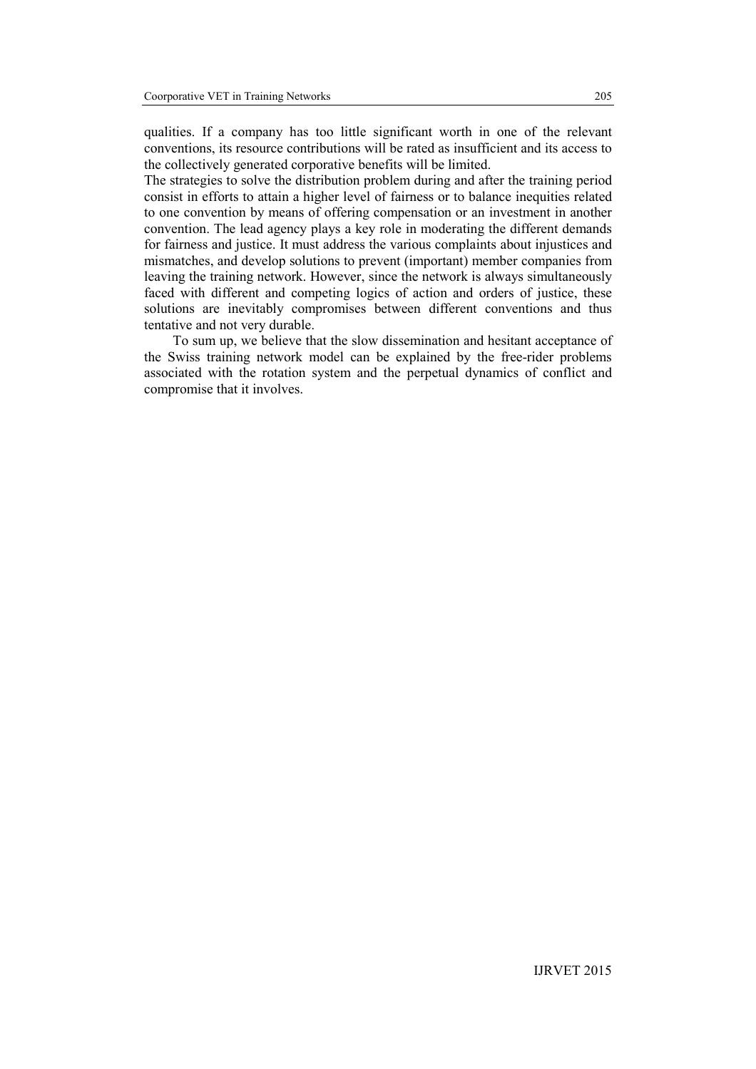qualities. If a company has too little significant worth in one of the relevant conventions, its resource contributions will be rated as insufficient and its access to the collectively generated corporative benefits will be limited.

The strategies to solve the distribution problem during and after the training period consist in efforts to attain a higher level of fairness or to balance inequities related to one convention by means of offering compensation or an investment in another convention. The lead agency plays a key role in moderating the different demands for fairness and justice. It must address the various complaints about injustices and mismatches, and develop solutions to prevent (important) member companies from leaving the training network. However, since the network is always simultaneously faced with different and competing logics of action and orders of justice, these solutions are inevitably compromises between different conventions and thus tentative and not very durable.

To sum up, we believe that the slow dissemination and hesitant acceptance of the Swiss training network model can be explained by the free-rider problems associated with the rotation system and the perpetual dynamics of conflict and compromise that it involves.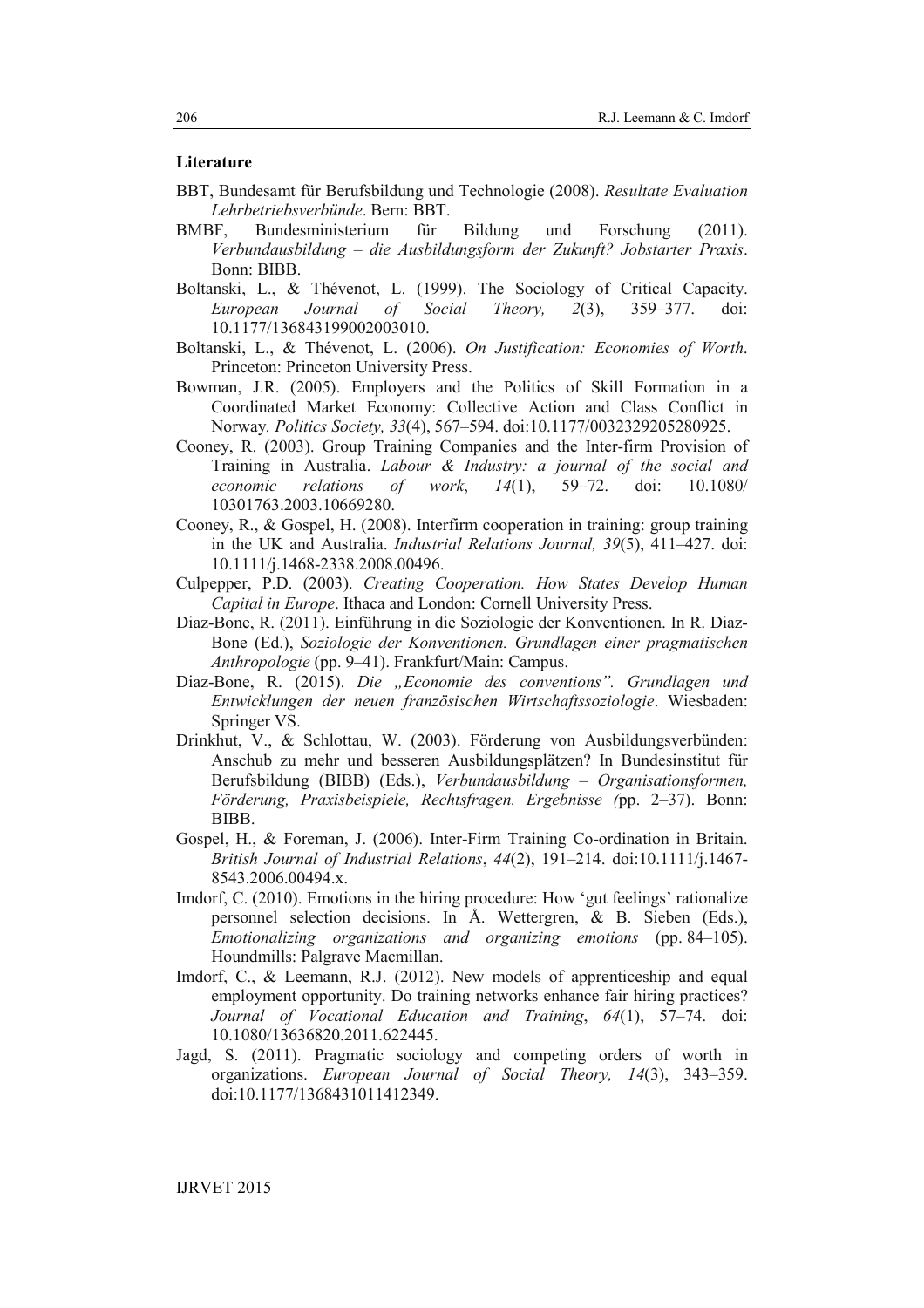### Literature

BBT, Bundesamt für Berufsbildung und Technologie (2008). *Resultate Evaluation Lehrbetriebsverbünde*. Bern: BBT.

BMBF, Bundesministerium für Bildung und Forschung (2011). *Verbundausbildung – die Ausbildungsform der Zukunft? Jobstarter Praxis*. Bonn: BIBB.

Boltanski, L., & Thévenot, L. (1999). The Sociology of Critical Capacity. *European Journal of Social Theory, 2*(3), 359–377. doi: 10.1177/136843199002003010.

Boltanski, L., & Thévenot, L. (2006). *On Justification: Economies of Worth*. Princeton: Princeton University Press.

Bowman, J.R. (2005). Employers and the Politics of Skill Formation in a Coordinated Market Economy: Collective Action and Class Conflict in Norway. *Politics Society, 33*(4), 567–594. doi:10.1177/0032329205280925.

Cooney, R. (2003). Group Training Companies and the Inter-firm Provision of Training in Australia. *Labour & Industry: a journal of the social and economic relations of work*, *14*(1), 59–72. doi: 10.1080/ 10301763.2003.10669280.

Cooney, R., & Gospel, H. (2008). Interfirm cooperation in training: group training in the UK and Australia. *Industrial Relations Journal, 39*(5), 411–427. doi: 10.1111/j.1468-2338.2008.00496.

Culpepper, P.D. (2003). *Creating Cooperation. How States Develop Human Capital in Europe*. Ithaca and London: Cornell University Press.

Diaz-Bone, R. (2011). Einführung in die Soziologie der Konventionen. In R. Diaz-Bone (Ed.), *Soziologie der Konventionen. Grundlagen einer pragmatischen Anthropologie* (pp. 9–41). Frankfurt/Main: Campus.

Diaz-Bone, R. (2015). *Die „Economie des conventions". Grundlagen und Entwicklungen der neuen französischen Wirtschaftssoziologie*. Wiesbaden: Springer VS.

Drinkhut, V., & Schlottau, W. (2003). Förderung von Ausbildungsverbünden: Anschub zu mehr und besseren Ausbildungsplätzen? In Bundesinstitut für Berufsbildung (BIBB) (Eds.), *Verbundausbildung – Organisationsformen, Förderung, Praxisbeispiele, Rechtsfragen. Ergebnisse (*pp. 2–37). Bonn: BIBB.

Gospel, H., & Foreman, J. (2006). Inter-Firm Training Co-ordination in Britain. *British Journal of Industrial Relations*, *44*(2), 191–214. doi:10.1111/j.1467-8543.2006.00494.x.

Imdorf, C. (2010). Emotions in the hiring procedure: How 'gut feelings' rationalize personnel selection decisions. In Å. Wettergren, & B. Sieben (Eds.), *Emotionalizing organizations and organizing emotions* (pp. 84–105). Houndmills: Palgrave Macmillan.

Imdorf, C., & Leemann, R.J. (2012). New models of apprenticeship and equal employment opportunity. Do training networks enhance fair hiring practices? *Journal of Vocational Education and Training*, *64*(1), 57–74. doi: 10.1080/13636820.2011.622445.

Jagd, S. (2011). Pragmatic sociology and competing orders of worth in organizations. *European Journal of Social Theory, 14*(3), 343–359. doi:10.1177/1368431011412349.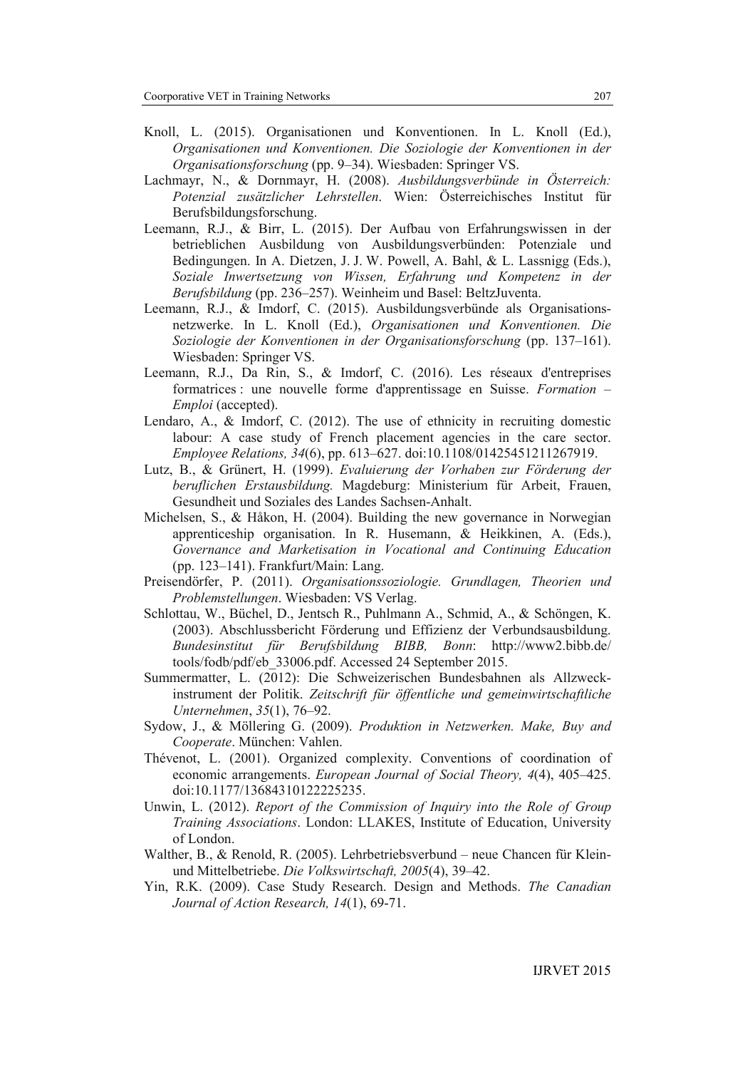Knoll, L. (2015). Organisationen und Konventionen. In L. Knoll (Ed.), *Organisationen und Konventionen. Die Soziologie der Konventionen in der Organisationsforschung* (pp. 9–34). Wiesbaden: Springer VS.

Lachmayr, N., & Dornmayr, H. (2008). *Ausbildungsverbünde in Österreich: Potenzial zusätzlicher Lehrstellen*. Wien: Österreichisches Institut für Berufsbildungsforschung.

Leemann, R.J., & Birr, L. (2015). Der Aufbau von Erfahrungswissen in der betrieblichen Ausbildung von Ausbildungsverbünden: Potenziale und Bedingungen. In A. Dietzen, J. J. W. Powell, A. Bahl, & L. Lassnigg (Eds.), *Soziale Inwertsetzung von Wissen, Erfahrung und Kompetenz in der Berufsbildung* (pp. 236–257). Weinheim und Basel: BeltzJuventa.

Leemann, R.J., & Imdorf, C. (2015). Ausbildungsverbünde als Organisationsnetzwerke. In L. Knoll (Ed.), *Organisationen und Konventionen. Die Soziologie der Konventionen in der Organisationsforschung* (pp. 137–161). Wiesbaden: Springer VS.

Leemann, R.J., Da Rin, S., & Imdorf, C. (2016). Les réseaux d'entreprises formatrices : une nouvelle forme d'apprentissage en Suisse. *Formation – Emploi* (accepted).

Lendaro, A., & Imdorf, C. (2012). The use of ethnicity in recruiting domestic labour: A case study of French placement agencies in the care sector. *Employee Relations, 34*(6), pp. 613–627. doi:10.1108/01425451211267919.

Lutz, B., & Grünert, H. (1999). *Evaluierung der Vorhaben zur Förderung der beruflichen Erstausbildung.* Magdeburg: Ministerium für Arbeit, Frauen, Gesundheit und Soziales des Landes Sachsen-Anhalt.

Michelsen, S., & Håkon, H. (2004). Building the new governance in Norwegian apprenticeship organisation. In R. Husemann, & Heikkinen, A. (Eds.), *Governance and Marketisation in Vocational and Continuing Education* (pp. 123–141). Frankfurt/Main: Lang.

Preisendörfer, P. (2011). *Organisationssoziologie. Grundlagen, Theorien und Problemstellungen*. Wiesbaden: VS Verlag.

Schlottau, W., Büchel, D., Jentsch R., Puhlmann A., Schmid, A., & Schöngen, K. (2003). Abschlussbericht Förderung und Effizienz der Verbundsausbildung. *Bundesinstitut für Berufsbildung BIBB, Bonn*: http://www2.bibb.de/tools/fodb/pdf/eb_33006.pdf. Accessed 24 September 2015.

Summermatter, L. (2012): Die Schweizerischen Bundesbahnen als Allzweckinstrument der Politik. *Zeitschrift für öffentliche und gemeinwirtschaftliche Unternehmen*, *35*(1), 76–92.

Sydow, J., & Möllering G. (2009). *Produktion in Netzwerken. Make, Buy and Cooperate*. München: Vahlen.

Thévenot, L. (2001). Organized complexity. Conventions of coordination of economic arrangements. *European Journal of Social Theory, 4*(4), 405–425. doi:10.1177/13684310122225235.

Unwin, L. (2012). *Report of the Commission of Inquiry into the Role of Group Training Associations*. London: LLAKES, Institute of Education, University of London.

Walther, B., & Renold, R. (2005). Lehrbetriebsverbund – neue Chancen für Klein- und Mittelbetriebe. *Die Volkswirtschaft, 2005*(4), 39–42.

Yin, R.K. (2009). Case Study Research. Design and Methods. *The Canadian Journal of Action Research, 14*(1), 69-71.